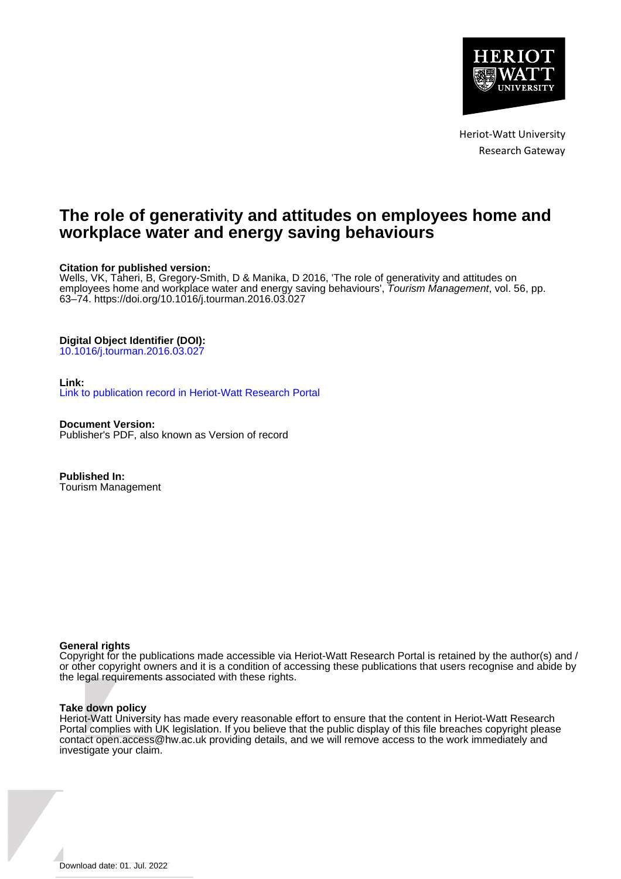Heriot-Watt University
Research Gateway

# The role of generativity and attitudes on employees home and workplace water and energy saving behaviours

**Citation for published version:**
Wells, VK, Taheri, B, Gregory-Smith, D & Manika, D 2016, 'The role of generativity and attitudes on employees home and workplace water and energy saving behaviours', *Tourism Management*, vol. 56, pp. 63–74. https://doi.org/10.1016/j.tourman.2016.03.027

**Digital Object Identifier (DOI):**
10.1016/j.tourman.2016.03.027

**Link:**
Link to publication record in Heriot-Watt Research Portal

**Document Version:**
Publisher's PDF, also known as Version of record

**Published In:**
Tourism Management

**General rights**
Copyright for the publications made accessible via Heriot-Watt Research Portal is retained by the author(s) and / or other copyright owners and it is a condition of accessing these publications that users recognise and abide by the legal requirements associated with these rights.

**Take down policy**
Heriot-Watt University has made every reasonable effort to ensure that the content in Heriot-Watt Research Portal complies with UK legislation. If you believe that the public display of this file breaches copyright please contact open.access@hw.ac.uk providing details, and we will remove access to the work immediately and investigate your claim.

Download date: 01. Jul. 2022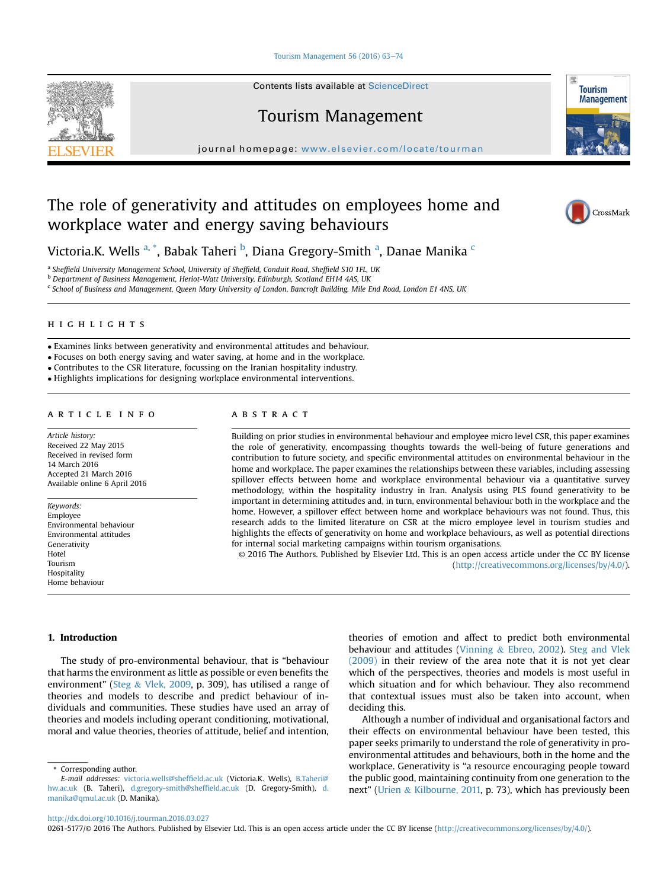# The role of generativity and attitudes on employees home and workplace water and energy saving behaviours

Victoria.K. Wells [a,*], Babak Taheri [b], Diana Gregory-Smith [a], Danae Manika [c]

[a] Sheffield University Management School, University of Sheffield, Conduit Road, Sheffield S10 1FL, UK
[b] Department of Business Management, Heriot-Watt University, Edinburgh, Scotland EH14 4AS, UK
[c] School of Business and Management, Queen Mary University of London, Bancroft Building, Mile End Road, London E1 4NS, UK

## HIGHLIGHTS

- Examines links between generativity and environmental attitudes and behaviour.
- Focuses on both energy saving and water saving, at home and in the workplace.
- Contributes to the CSR literature, focussing on the Iranian hospitality industry.
- Highlights implications for designing workplace environmental interventions.

## ARTICLE INFO

*Article history:*
Received 22 May 2015
Received in revised form
14 March 2016
Accepted 21 March 2016
Available online 6 April 2016

*Keywords:*
Employee
Environmental behaviour
Environmental attitudes
Generativity
Hotel
Tourism
Hospitality
Home behaviour

## ABSTRACT

Building on prior studies in environmental behaviour and employee micro level CSR, this paper examines the role of generativity, encompassing thoughts towards the well-being of future generations and contribution to future society, and specific environmental attitudes on environmental behaviour in the home and workplace. The paper examines the relationships between these variables, including assessing spillover effects between home and workplace environmental behaviour via a quantitative survey methodology, within the hospitality industry in Iran. Analysis using PLS found generativity to be important in determining attitudes and, in turn, environmental behaviour both in the workplace and the home. However, a spillover effect between home and workplace behaviours was not found. Thus, this research adds to the limited literature on CSR at the micro employee level in tourism studies and highlights the effects of generativity on home and workplace behaviours, as well as potential directions for internal social marketing campaigns within tourism organisations.

© 2016 The Authors. Published by Elsevier Ltd. This is an open access article under the CC BY license (http://creativecommons.org/licenses/by/4.0/).

## 1. Introduction

The study of pro-environmental behaviour, that is "behaviour that harms the environment as little as possible or even benefits the environment" (Steg & Vlek, 2009, p. 309), has utilised a range of theories and models to describe and predict behaviour of individuals and communities. These studies have used an array of theories and models including operant conditioning, motivational, moral and value theories, theories of attitude, belief and intention, theories of emotion and affect to predict both environmental behaviour and attitudes (Vinning & Ebreo, 2002). Steg and Vlek (2009) in their review of the area note that it is not yet clear which of the perspectives, theories and models is most useful in which situation and for which behaviour. They also recommend that contextual issues must also be taken into account, when deciding this.

Although a number of individual and organisational factors and their effects on environmental behaviour have been tested, this paper seeks primarily to understand the role of generativity in pro-environmental attitudes and behaviours, both in the home and the workplace. Generativity is "a resource encouraging people toward the public good, maintaining continuity from one generation to the next" (Urien & Kilbourne, 2011, p. 73), which has previously been

\* Corresponding author.
*E-mail addresses:* victoria.wells@sheffield.ac.uk (Victoria.K. Wells), B.Taheri@hw.ac.uk (B. Taheri), d.gregory-smith@sheffield.ac.uk (D. Gregory-Smith), d.manika@qmul.ac.uk (D. Manika).

http://dx.doi.org/10.1016/j.tourman.2016.03.027
0261-5177/© 2016 The Authors. Published by Elsevier Ltd. This is an open access article under the CC BY license (http://creativecommons.org/licenses/by/4.0/).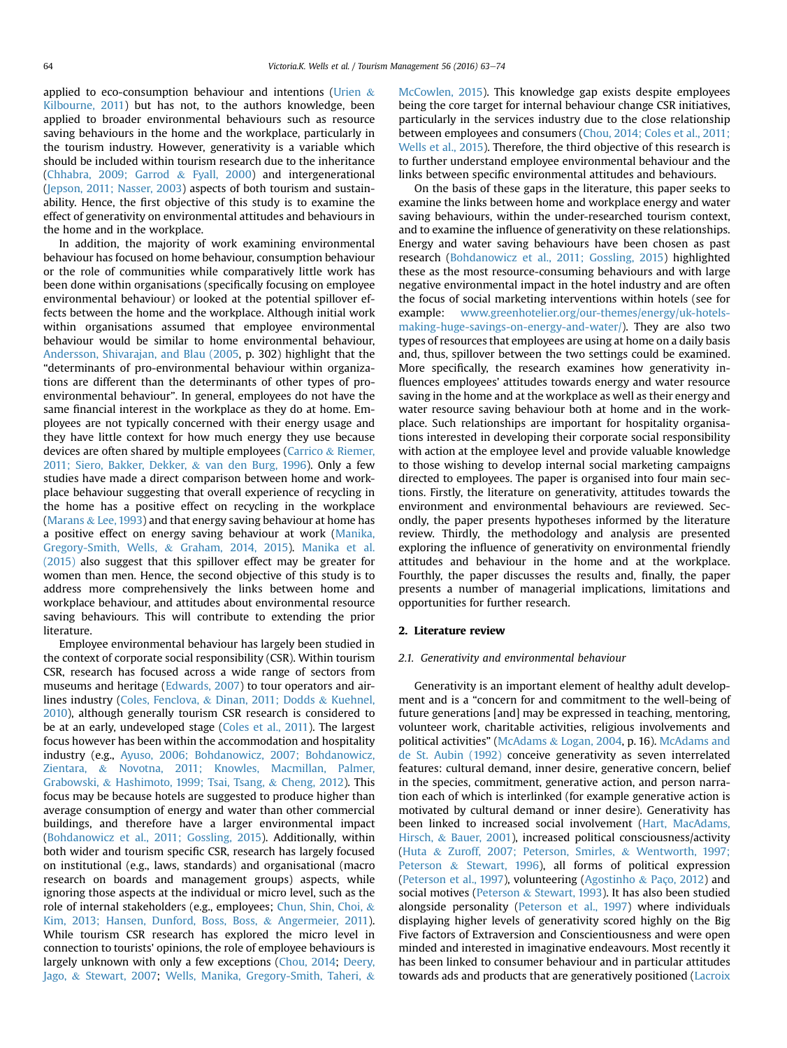applied to eco-consumption behaviour and intentions (Urien & Kilbourne, 2011) but has not, to the authors knowledge, been applied to broader environmental behaviours such as resource saving behaviours in the home and the workplace, particularly in the tourism industry. However, generativity is a variable which should be included within tourism research due to the inheritance (Chhabra, 2009; Garrod & Fyall, 2000) and intergenerational (Jepson, 2011; Nasser, 2003) aspects of both tourism and sustainability. Hence, the first objective of this study is to examine the effect of generativity on environmental attitudes and behaviours in the home and in the workplace.

In addition, the majority of work examining environmental behaviour has focused on home behaviour, consumption behaviour or the role of communities while comparatively little work has been done within organisations (specifically focusing on employee environmental behaviour) or looked at the potential spillover effects between the home and the workplace. Although initial work within organisations assumed that employee environmental behaviour would be similar to home environmental behaviour, Andersson, Shivarajan, and Blau (2005, p. 302) highlight that the "determinants of pro-environmental behaviour within organizations are different than the determinants of other types of pro-environmental behaviour". In general, employees do not have the same financial interest in the workplace as they do at home. Employees are not typically concerned with their energy usage and they have little context for how much energy they use because devices are often shared by multiple employees (Carrico & Riemer, 2011; Siero, Bakker, Dekker, & van den Burg, 1996). Only a few studies have made a direct comparison between home and workplace behaviour suggesting that overall experience of recycling in the home has a positive effect on recycling in the workplace (Marans & Lee, 1993) and that energy saving behaviour at home has a positive effect on energy saving behaviour at work (Manika, Gregory-Smith, Wells, & Graham, 2014, 2015). Manika et al. (2015) also suggest that this spillover effect may be greater for women than men. Hence, the second objective of this study is to address more comprehensively the links between home and workplace behaviour, and attitudes about environmental resource saving behaviours. This will contribute to extending the prior literature.

Employee environmental behaviour has largely been studied in the context of corporate social responsibility (CSR). Within tourism CSR, research has focused across a wide range of sectors from museums and heritage (Edwards, 2007) to tour operators and airlines industry (Coles, Fenclova, & Dinan, 2011; Dodds & Kuehnel, 2010), although generally tourism CSR research is considered to be at an early, undeveloped stage (Coles et al., 2011). The largest focus however has been within the accommodation and hospitality industry (e.g., Ayuso, 2006; Bohdanowicz, 2007; Bohdanowicz, Zientara, & Novotna, 2011; Knowles, Macmillan, Palmer, Grabowski, & Hashimoto, 1999; Tsai, Tsang, & Cheng, 2012). This focus may be because hotels are suggested to produce higher than average consumption of energy and water than other commercial buildings, and therefore have a larger environmental impact (Bohdanowicz et al., 2011; Gossling, 2015). Additionally, within both wider and tourism specific CSR, research has largely focused on institutional (e.g., laws, standards) and organisational (macro research on boards and management groups) aspects, while ignoring those aspects at the individual or micro level, such as the role of internal stakeholders (e.g., employees; Chun, Shin, Choi, & Kim, 2013; Hansen, Dunford, Boss, Boss, & Angermeier, 2011). While tourism CSR research has explored the micro level in connection to tourists' opinions, the role of employee behaviours is largely unknown with only a few exceptions (Chou, 2014; Deery, Jago, & Stewart, 2007; Wells, Manika, Gregory-Smith, Taheri, & McCowlen, 2015). This knowledge gap exists despite employees being the core target for internal behaviour change CSR initiatives, particularly in the services industry due to the close relationship between employees and consumers (Chou, 2014; Coles et al., 2011; Wells et al., 2015). Therefore, the third objective of this research is to further understand employee environmental behaviour and the links between specific environmental attitudes and behaviours.

On the basis of these gaps in the literature, this paper seeks to examine the links between home and workplace energy and water saving behaviours, within the under-researched tourism context, and to examine the influence of generativity on these relationships. Energy and water saving behaviours have been chosen as past research (Bohdanowicz et al., 2011; Gossling, 2015) highlighted these as the most resource-consuming behaviours and with large negative environmental impact in the hotel industry and are often the focus of social marketing interventions within hotels (see for example: www.greenhotelier.org/our-themes/energy/uk-hotels-making-huge-savings-on-energy-and-water/). They are also two types of resources that employees are using at home on a daily basis and, thus, spillover between the two settings could be examined. More specifically, the research examines how generativity influences employees' attitudes towards energy and water resource saving in the home and at the workplace as well as their energy and water resource saving behaviour both at home and in the workplace. Such relationships are important for hospitality organisations interested in developing their corporate social responsibility with action at the employee level and provide valuable knowledge to those wishing to develop internal social marketing campaigns directed to employees. The paper is organised into four main sections. Firstly, the literature on generativity, attitudes towards the environment and environmental behaviours are reviewed. Secondly, the paper presents hypotheses informed by the literature review. Thirdly, the methodology and analysis are presented exploring the influence of generativity on environmental friendly attitudes and behaviour in the home and at the workplace. Fourthly, the paper discusses the results and, finally, the paper presents a number of managerial implications, limitations and opportunities for further research.

## 2. Literature review

### 2.1. Generativity and environmental behaviour

Generativity is an important element of healthy adult development and is a "concern for and commitment to the well-being of future generations [and] may be expressed in teaching, mentoring, volunteer work, charitable activities, religious involvements and political activities" (McAdams & Logan, 2004, p. 16). McAdams and de St. Aubin (1992) conceive generativity as seven interrelated features: cultural demand, inner desire, generative concern, belief in the species, commitment, generative action, and person narration each of which is interlinked (for example generative action is motivated by cultural demand or inner desire). Generativity has been linked to increased social involvement (Hart, MacAdams, Hirsch, & Bauer, 2001), increased political consciousness/activity (Huta & Zuroff, 2007; Peterson, Smirles, & Wentworth, 1997; Peterson & Stewart, 1996), all forms of political expression (Peterson et al., 1997), volunteering (Agostinho & Paço, 2012) and social motives (Peterson & Stewart, 1993). It has also been studied alongside personality (Peterson et al., 1997) where individuals displaying higher levels of generativity scored highly on the Big Five factors of Extraversion and Conscientiousness and were open minded and interested in imaginative endeavours. Most recently it has been linked to consumer behaviour and in particular attitudes towards ads and products that are generatively positioned (Lacroix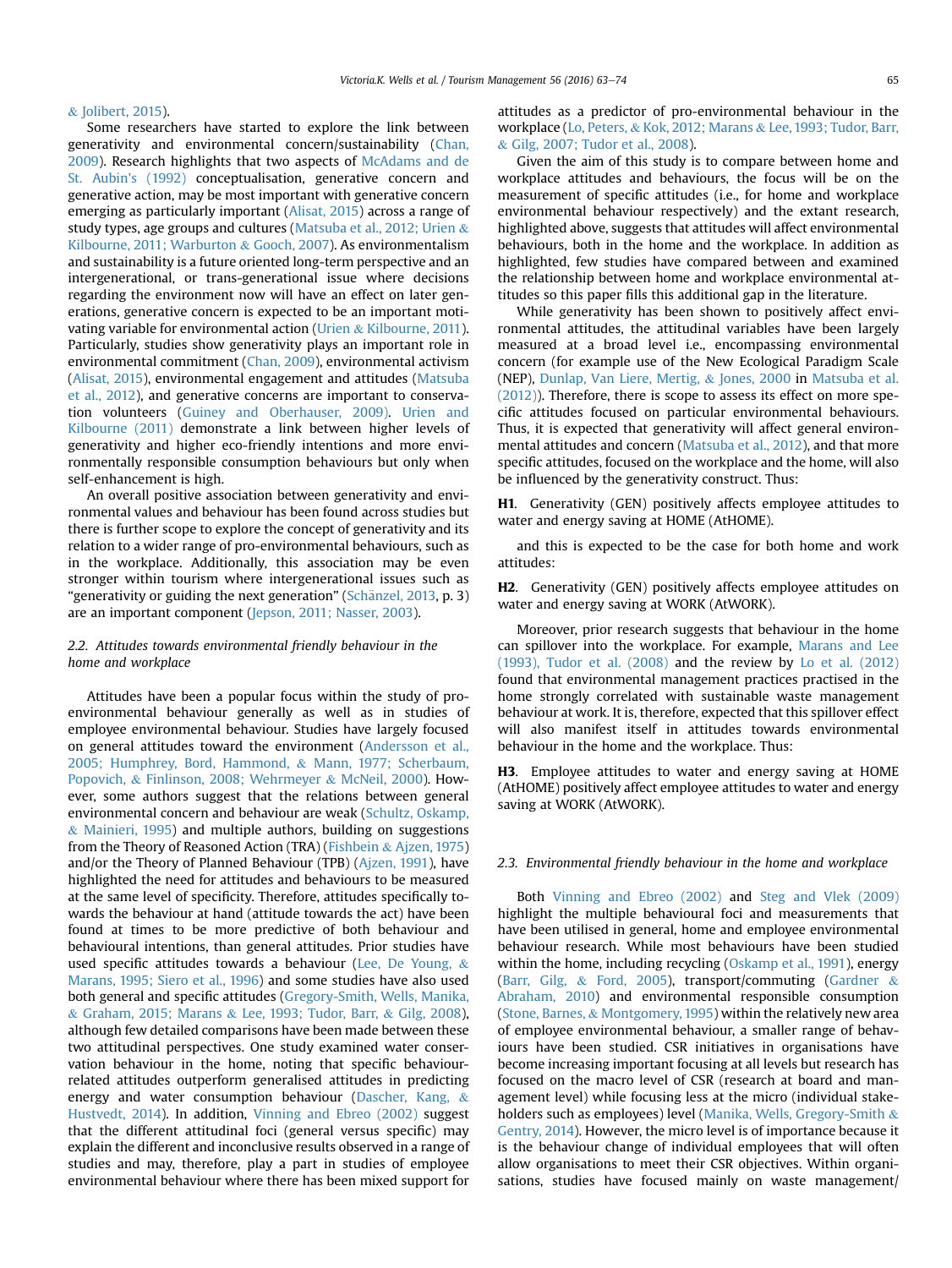& Jolibert, 2015).

Some researchers have started to explore the link between generativity and environmental concern/sustainability (Chan, 2009). Research highlights that two aspects of McAdams and de St. Aubin's (1992) conceptualisation, generative concern and generative action, may be most important with generative concern emerging as particularly important (Alisat, 2015) across a range of study types, age groups and cultures (Matsuba et al., 2012; Urien & Kilbourne, 2011; Warburton & Gooch, 2007). As environmentalism and sustainability is a future oriented long-term perspective and an intergenerational, or trans-generational issue where decisions regarding the environment now will have an effect on later generations, generative concern is expected to be an important motivating variable for environmental action (Urien & Kilbourne, 2011). Particularly, studies show generativity plays an important role in environmental commitment (Chan, 2009), environmental activism (Alisat, 2015), environmental engagement and attitudes (Matsuba et al., 2012), and generative concerns are important to conservation volunteers (Guiney and Oberhauser, 2009). Urien and Kilbourne (2011) demonstrate a link between higher levels of generativity and higher eco-friendly intentions and more environmentally responsible consumption behaviours but only when self-enhancement is high.

An overall positive association between generativity and environmental values and behaviour has been found across studies but there is further scope to explore the concept of generativity and its relation to a wider range of pro-environmental behaviours, such as in the workplace. Additionally, this association may be even stronger within tourism where intergenerational issues such as "generativity or guiding the next generation" (Schänzel, 2013, p. 3) are an important component (Jepson, 2011; Nasser, 2003).

### 2.2. Attitudes towards environmental friendly behaviour in the home and workplace

Attitudes have been a popular focus within the study of pro-environmental behaviour generally as well as in studies of employee environmental behaviour. Studies have largely focused on general attitudes toward the environment (Andersson et al., 2005; Humphrey, Bord, Hammond, & Mann, 1977; Scherbaum, Popovich, & Finlinson, 2008; Wehrmeyer & McNeil, 2000). However, some authors suggest that the relations between general environmental concern and behaviour are weak (Schultz, Oskamp, & Mainieri, 1995) and multiple authors, building on suggestions from the Theory of Reasoned Action (TRA) (Fishbein & Ajzen, 1975) and/or the Theory of Planned Behaviour (TPB) (Ajzen, 1991), have highlighted the need for attitudes and behaviours to be measured at the same level of specificity. Therefore, attitudes specifically towards the behaviour at hand (attitude towards the act) have been found at times to be more predictive of both behaviour and behavioural intentions, than general attitudes. Prior studies have used specific attitudes towards a behaviour (Lee, De Young, & Marans, 1995; Siero et al., 1996) and some studies have also used both general and specific attitudes (Gregory-Smith, Wells, Manika, & Graham, 2015; Marans & Lee, 1993; Tudor, Barr, & Gilg, 2008), although few detailed comparisons have been made between these two attitudinal perspectives. One study examined water conservation behaviour in the home, noting that specific behaviour-related attitudes outperform generalised attitudes in predicting energy and water consumption behaviour (Dascher, Kang, & Hustvedt, 2014). In addition, Vinning and Ebreo (2002) suggest that the different attitudinal foci (general versus specific) may explain the different and inconclusive results observed in a range of studies and may, therefore, play a part in studies of employee environmental behaviour where there has been mixed support for attitudes as a predictor of pro-environmental behaviour in the workplace (Lo, Peters, & Kok, 2012; Marans & Lee, 1993; Tudor, Barr, & Gilg, 2007; Tudor et al., 2008).

Given the aim of this study is to compare between home and workplace attitudes and behaviours, the focus will be on the measurement of specific attitudes (i.e., for home and workplace environmental behaviour respectively) and the extant research, highlighted above, suggests that attitudes will affect environmental behaviours, both in the home and the workplace. In addition as highlighted, few studies have compared between and examined the relationship between home and workplace environmental attitudes so this paper fills this additional gap in the literature.

While generativity has been shown to positively affect environmental attitudes, the attitudinal variables have been largely measured at a broad level i.e., encompassing environmental concern (for example use of the New Ecological Paradigm Scale (NEP), Dunlap, Van Liere, Mertig, & Jones, 2000 in Matsuba et al. (2012)). Therefore, there is scope to assess its effect on more specific attitudes focused on particular environmental behaviours. Thus, it is expected that generativity will affect general environmental attitudes and concern (Matsuba et al., 2012), and that more specific attitudes, focused on the workplace and the home, will also be influenced by the generativity construct. Thus:

**H1**. Generativity (GEN) positively affects employee attitudes to water and energy saving at HOME (AtHOME).

and this is expected to be the case for both home and work attitudes:

**H2**. Generativity (GEN) positively affects employee attitudes on water and energy saving at WORK (AtWORK).

Moreover, prior research suggests that behaviour in the home can spillover into the workplace. For example, Marans and Lee (1993), Tudor et al. (2008) and the review by Lo et al. (2012) found that environmental management practices practised in the home strongly correlated with sustainable waste management behaviour at work. It is, therefore, expected that this spillover effect will also manifest itself in attitudes towards environmental behaviour in the home and the workplace. Thus:

**H3**. Employee attitudes to water and energy saving at HOME (AtHOME) positively affect employee attitudes to water and energy saving at WORK (AtWORK).

### 2.3. Environmental friendly behaviour in the home and workplace

Both Vinning and Ebreo (2002) and Steg and Vlek (2009) highlight the multiple behavioural foci and measurements that have been utilised in general, home and employee environmental behaviour research. While most behaviours have been studied within the home, including recycling (Oskamp et al., 1991), energy (Barr, Gilg, & Ford, 2005), transport/commuting (Gardner & Abraham, 2010) and environmental responsible consumption (Stone, Barnes, & Montgomery, 1995) within the relatively new area of employee environmental behaviour, a smaller range of behaviours have been studied. CSR initiatives in organisations have become increasing important focusing at all levels but research has focused on the macro level of CSR (research at board and management level) while focusing less at the micro (individual stakeholders such as employees) level (Manika, Wells, Gregory-Smith & Gentry, 2014). However, the micro level is of importance because it is the behaviour change of individual employees that will often allow organisations to meet their CSR objectives. Within organisations, studies have focused mainly on waste management/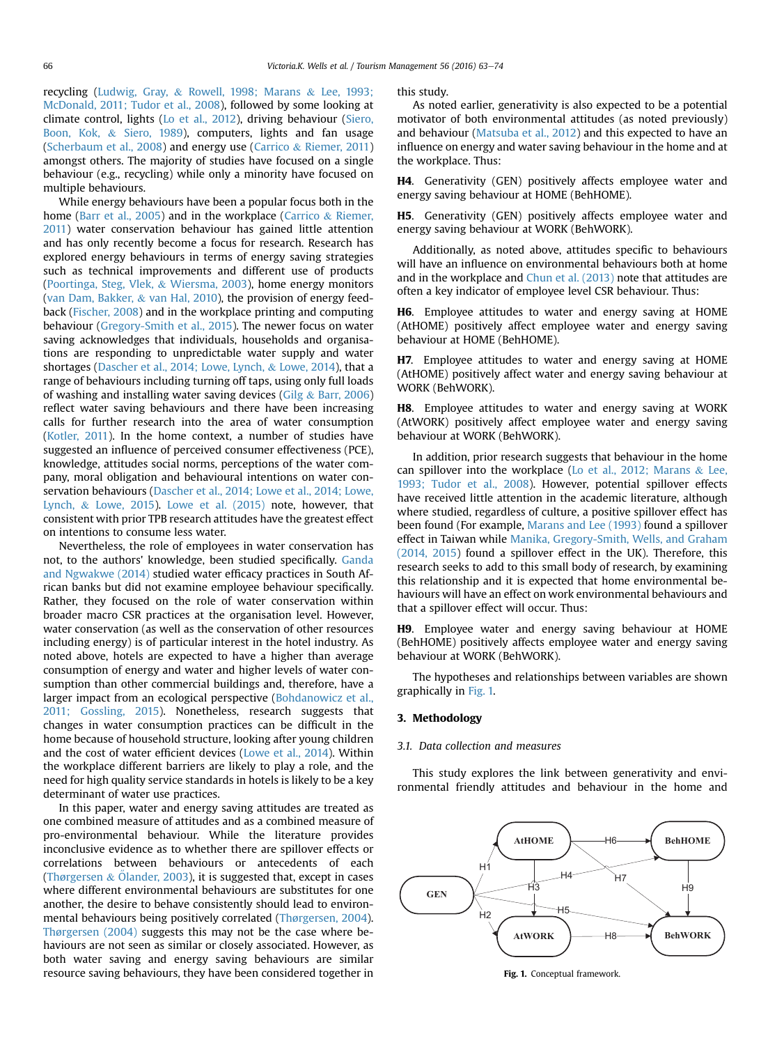recycling (Ludwig, Gray, & Rowell, 1998; Marans & Lee, 1993; McDonald, 2011; Tudor et al., 2008), followed by some looking at climate control, lights (Lo et al., 2012), driving behaviour (Siero, Boon, Kok, & Siero, 1989), computers, lights and fan usage (Scherbaum et al., 2008) and energy use (Carrico & Riemer, 2011) amongst others. The majority of studies have focused on a single behaviour (e.g., recycling) while only a minority have focused on multiple behaviours.

While energy behaviours have been a popular focus both in the home (Barr et al., 2005) and in the workplace (Carrico & Riemer, 2011) water conservation behaviour has gained little attention and has only recently become a focus for research. Research has explored energy behaviours in terms of energy saving strategies such as technical improvements and different use of products (Poortinga, Steg, Vlek, & Wiersma, 2003), home energy monitors (van Dam, Bakker, & van Hal, 2010), the provision of energy feedback (Fischer, 2008) and in the workplace printing and computing behaviour (Gregory-Smith et al., 2015). The newer focus on water saving acknowledges that individuals, households and organisations are responding to unpredictable water supply and water shortages (Dascher et al., 2014; Lowe, Lynch, & Lowe, 2014), that a range of behaviours including turning off taps, using only full loads of washing and installing water saving devices (Gilg & Barr, 2006) reflect water saving behaviours and there have been increasing calls for further research into the area of water consumption (Kotler, 2011). In the home context, a number of studies have suggested an influence of perceived consumer effectiveness (PCE), knowledge, attitudes social norms, perceptions of the water company, moral obligation and behavioural intentions on water conservation behaviours (Dascher et al., 2014; Lowe et al., 2014; Lowe, Lynch, & Lowe, 2015). Lowe et al. (2015) note, however, that consistent with prior TPB research attitudes have the greatest effect on intentions to consume less water.

Nevertheless, the role of employees in water conservation has not, to the authors' knowledge, been studied specifically. Ganda and Ngwakwe (2014) studied water efficacy practices in South African banks but did not examine employee behaviour specifically. Rather, they focused on the role of water conservation within broader macro CSR practices at the organisation level. However, water conservation (as well as the conservation of other resources including energy) is of particular interest in the hotel industry. As noted above, hotels are expected to have a higher than average consumption of energy and water and higher levels of water consumption than other commercial buildings and, therefore, have a larger impact from an ecological perspective (Bohdanowicz et al., 2011; Gossling, 2015). Nonetheless, research suggests that changes in water consumption practices can be difficult in the home because of household structure, looking after young children and the cost of water efficient devices (Lowe et al., 2014). Within the workplace different barriers are likely to play a role, and the need for high quality service standards in hotels is likely to be a key determinant of water use practices.

In this paper, water and energy saving attitudes are treated as one combined measure of attitudes and as a combined measure of pro-environmental behaviour. While the literature provides inconclusive evidence as to whether there are spillover effects or correlations between behaviours or antecedents of each (Thøgersen & Őlander, 2003), it is suggested that, except in cases where different environmental behaviours are substitutes for one another, the desire to behave consistently should lead to environmental behaviours being positively correlated (Thøgersen, 2004). Thøgersen (2004) suggests this may not be the case where behaviours are not seen as similar or closely associated. However, as both water saving and energy saving behaviours are similar resource saving behaviours, they have been considered together in this study.

As noted earlier, generativity is also expected to be a potential motivator of both environmental attitudes (as noted previously) and behaviour (Matsuba et al., 2012) and this expected to have an influence on energy and water saving behaviour in the home and at the workplace. Thus:

**H4**. Generativity (GEN) positively affects employee water and energy saving behaviour at HOME (BehHOME).

**H5**. Generativity (GEN) positively affects employee water and energy saving behaviour at WORK (BehWORK).

Additionally, as noted above, attitudes specific to behaviours will have an influence on environmental behaviours both at home and in the workplace and Chun et al. (2013) note that attitudes are often a key indicator of employee level CSR behaviour. Thus:

**H6**. Employee attitudes to water and energy saving at HOME (AtHOME) positively affect employee water and energy saving behaviour at HOME (BehHOME).

**H7**. Employee attitudes to water and energy saving at HOME (AtHOME) positively affect water and energy saving behaviour at WORK (BehWORK).

**H8**. Employee attitudes to water and energy saving at WORK (AtWORK) positively affect employee water and energy saving behaviour at WORK (BehWORK).

In addition, prior research suggests that behaviour in the home can spillover into the workplace (Lo et al., 2012; Marans & Lee, 1993; Tudor et al., 2008). However, potential spillover effects have received little attention in the academic literature, although where studied, regardless of culture, a positive spillover effect has been found (For example, Marans and Lee (1993) found a spillover effect in Taiwan while Manika, Gregory-Smith, Wells, and Graham (2014, 2015) found a spillover effect in the UK). Therefore, this research seeks to add to this small body of research, by examining this relationship and it is expected that home environmental behaviours will have an effect on work environmental behaviours and that a spillover effect will occur. Thus:

**H9**. Employee water and energy saving behaviour at HOME (BehHOME) positively affects employee water and energy saving behaviour at WORK (BehWORK).

The hypotheses and relationships between variables are shown graphically in Fig. 1.

## 3. Methodology

### 3.1. Data collection and measures

This study explores the link between generativity and environmental friendly attitudes and behaviour in the home and

**Fig. 1.** Conceptual framework.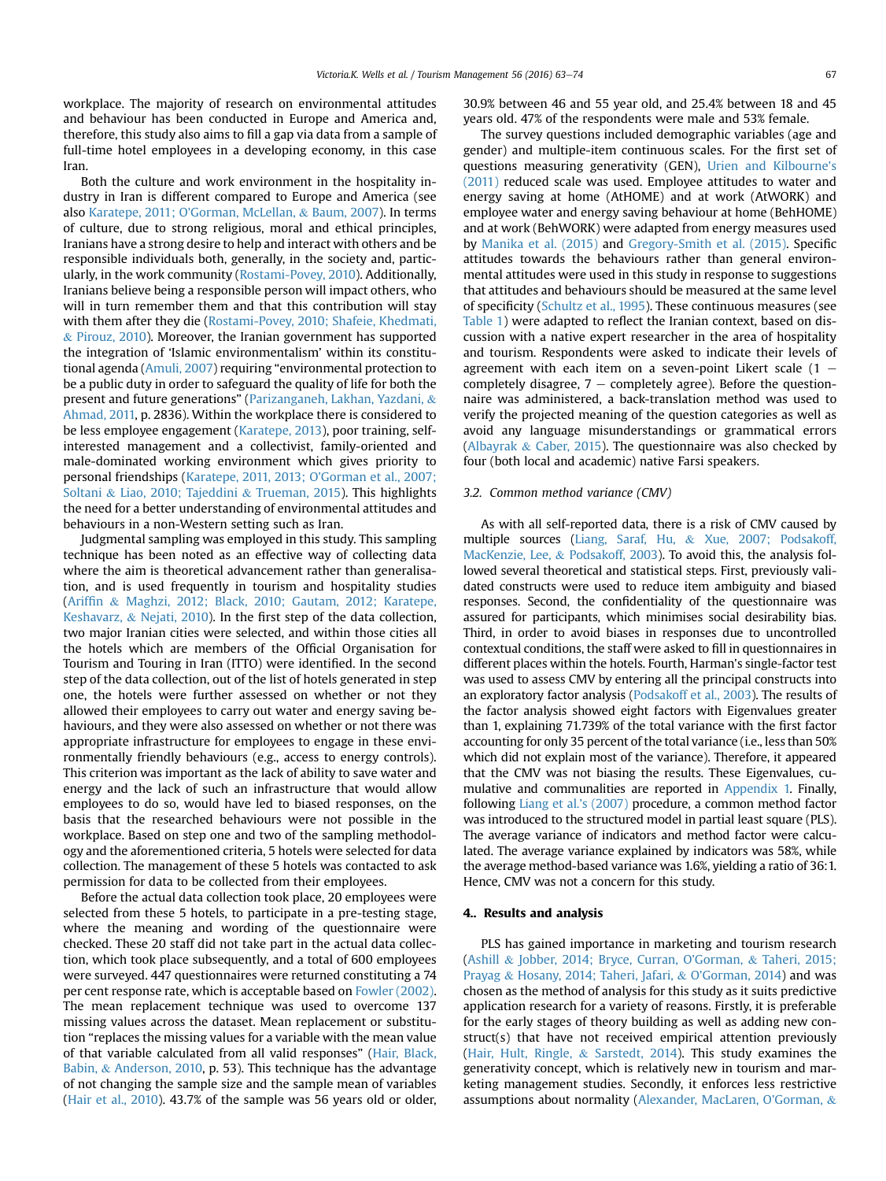workplace. The majority of research on environmental attitudes and behaviour has been conducted in Europe and America and, therefore, this study also aims to fill a gap via data from a sample of full-time hotel employees in a developing economy, in this case Iran.

Both the culture and work environment in the hospitality industry in Iran is different compared to Europe and America (see also Karatepe, 2011; O'Gorman, McLellan, & Baum, 2007). In terms of culture, due to strong religious, moral and ethical principles, Iranians have a strong desire to help and interact with others and be responsible individuals both, generally, in the society and, particularly, in the work community (Rostami-Povey, 2010). Additionally, Iranians believe being a responsible person will impact others, who will in turn remember them and that this contribution will stay with them after they die (Rostami-Povey, 2010; Shafeie, Khedmati, & Pirouz, 2010). Moreover, the Iranian government has supported the integration of 'Islamic environmentalism' within its constitutional agenda (Amuli, 2007) requiring "environmental protection to be a public duty in order to safeguard the quality of life for both the present and future generations" (Parizanganeh, Lakhan, Yazdani, & Ahmad, 2011, p. 2836). Within the workplace there is considered to be less employee engagement (Karatepe, 2013), poor training, self-interested management and a collectivist, family-oriented and male-dominated working environment which gives priority to personal friendships (Karatepe, 2011, 2013; O'Gorman et al., 2007; Soltani & Liao, 2010; Tajeddini & Trueman, 2015). This highlights the need for a better understanding of environmental attitudes and behaviours in a non-Western setting such as Iran.

Judgmental sampling was employed in this study. This sampling technique has been noted as an effective way of collecting data where the aim is theoretical advancement rather than generalisation, and is used frequently in tourism and hospitality studies (Ariffin & Maghzi, 2012; Black, 2010; Gautam, 2012; Karatepe, Keshavarz, & Nejati, 2010). In the first step of the data collection, two major Iranian cities were selected, and within those cities all the hotels which are members of the Official Organisation for Tourism and Touring in Iran (ITTO) were identified. In the second step of the data collection, out of the list of hotels generated in step one, the hotels were further assessed on whether or not they allowed their employees to carry out water and energy saving behaviours, and they were also assessed on whether or not there was appropriate infrastructure for employees to engage in these environmentally friendly behaviours (e.g., access to energy controls). This criterion was important as the lack of ability to save water and energy and the lack of such an infrastructure that would allow employees to do so, would have led to biased responses, on the basis that the researched behaviours were not possible in the workplace. Based on step one and two of the sampling methodology and the aforementioned criteria, 5 hotels were selected for data collection. The management of these 5 hotels was contacted to ask permission for data to be collected from their employees.

Before the actual data collection took place, 20 employees were selected from these 5 hotels, to participate in a pre-testing stage, where the meaning and wording of the questionnaire were checked. These 20 staff did not take part in the actual data collection, which took place subsequently, and a total of 600 employees were surveyed. 447 questionnaires were returned constituting a 74 per cent response rate, which is acceptable based on Fowler (2002). The mean replacement technique was used to overcome 137 missing values across the dataset. Mean replacement or substitution "replaces the missing values for a variable with the mean value of that variable calculated from all valid responses" (Hair, Black, Babin, & Anderson, 2010, p. 53). This technique has the advantage of not changing the sample size and the sample mean of variables (Hair et al., 2010). 43.7% of the sample was 56 years old or older, 30.9% between 46 and 55 year old, and 25.4% between 18 and 45 years old. 47% of the respondents were male and 53% female.

The survey questions included demographic variables (age and gender) and multiple-item continuous scales. For the first set of questions measuring generativity (GEN), Urien and Kilbourne's (2011) reduced scale was used. Employee attitudes to water and energy saving at home (AtHOME) and at work (AtWORK) and employee water and energy saving behaviour at home (BehHOME) and at work (BehWORK) were adapted from energy measures used by Manika et al. (2015) and Gregory-Smith et al. (2015). Specific attitudes towards the behaviours rather than general environmental attitudes were used in this study in response to suggestions that attitudes and behaviours should be measured at the same level of specificity (Schultz et al., 1995). These continuous measures (see Table 1) were adapted to reflect the Iranian context, based on discussion with a native expert researcher in the area of hospitality and tourism. Respondents were asked to indicate their levels of agreement with each item on a seven-point Likert scale (1 − completely disagree, 7 − completely agree). Before the questionnaire was administered, a back-translation method was used to verify the projected meaning of the question categories as well as avoid any language misunderstandings or grammatical errors (Albayrak & Caber, 2015). The questionnaire was also checked by four (both local and academic) native Farsi speakers.

### 3.2. Common method variance (CMV)

As with all self-reported data, there is a risk of CMV caused by multiple sources (Liang, Saraf, Hu, & Xue, 2007; Podsakoff, MacKenzie, Lee, & Podsakoff, 2003). To avoid this, the analysis followed several theoretical and statistical steps. First, previously validated constructs were used to reduce item ambiguity and biased responses. Second, the confidentiality of the questionnaire was assured for participants, which minimises social desirability bias. Third, in order to avoid biases in responses due to uncontrolled contextual conditions, the staff were asked to fill in questionnaires in different places within the hotels. Fourth, Harman's single-factor test was used to assess CMV by entering all the principal constructs into an exploratory factor analysis (Podsakoff et al., 2003). The results of the factor analysis showed eight factors with Eigenvalues greater than 1, explaining 71.739% of the total variance with the first factor accounting for only 35 percent of the total variance (i.e., less than 50% which did not explain most of the variance). Therefore, it appeared that the CMV was not biasing the results. These Eigenvalues, cumulative and communalities are reported in Appendix 1. Finally, following Liang et al.'s (2007) procedure, a common method factor was introduced to the structured model in partial least square (PLS). The average variance of indicators and method factor were calculated. The average variance explained by indicators was 58%, while the average method-based variance was 1.6%, yielding a ratio of 36:1. Hence, CMV was not a concern for this study.

## 4.. Results and analysis

PLS has gained importance in marketing and tourism research (Ashill & Jobber, 2014; Bryce, Curran, O'Gorman, & Taheri, 2015; Prayag & Hosany, 2014; Taheri, Jafari, & O'Gorman, 2014) and was chosen as the method of analysis for this study as it suits predictive application research for a variety of reasons. Firstly, it is preferable for the early stages of theory building as well as adding new construct(s) that have not received empirical attention previously (Hair, Hult, Ringle, & Sarstedt, 2014). This study examines the generativity concept, which is relatively new in tourism and marketing management studies. Secondly, it enforces less restrictive assumptions about normality (Alexander, MacLaren, O'Gorman, &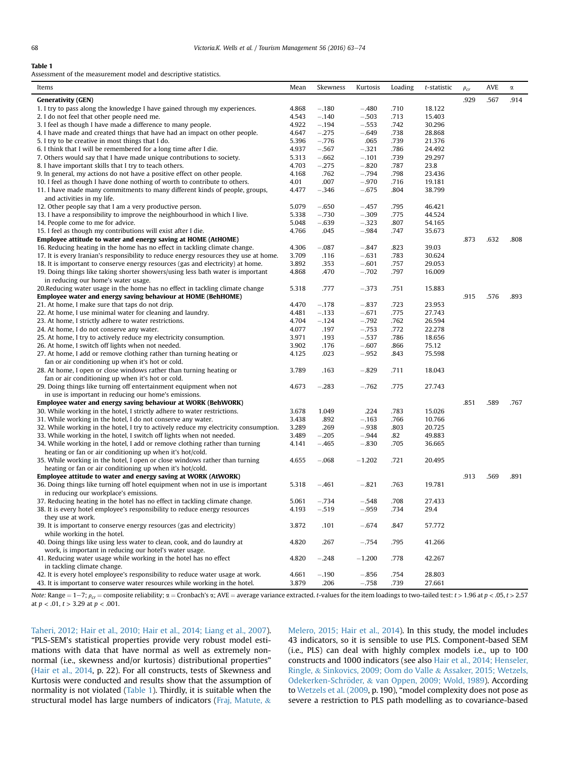**Table 1**
Assessment of the measurement model and descriptive statistics.

| Items | Mean | Skewness | Kurtosis | Loading | *t*-statistic | $\rho_{cr}$ | AVE | α |
|---|---|---|---|---|---|---|---|---|
| **Generativity (GEN)** | | | | | | .929 | .567 | .914 |
| 1. I try to pass along the knowledge I have gained through my experiences. | 4.868 | −.180 | −.480 | .710 | 18.122 | | | |
| 2. I do not feel that other people need me. | 4.543 | −.140 | −.503 | .713 | 15.403 | | | |
| 3. I feel as though I have made a difference to many people. | 4.922 | −.194 | −.553 | .742 | 30.296 | | | |
| 4. I have made and created things that have had an impact on other people. | 4.647 | −.275 | −.649 | .738 | 28.868 | | | |
| 5. I try to be creative in most things that I do. | 5.396 | −.776 | .065 | .739 | 21.376 | | | |
| 6. I think that I will be remembered for a long time after I die. | 4.937 | −.567 | −.321 | .786 | 24.492 | | | |
| 7. Others would say that I have made unique contributions to society. | 5.313 | −.662 | −.101 | .739 | 29.297 | | | |
| 8. I have important skills that I try to teach others. | 4.703 | −.275 | −.820 | .787 | 23.8 | | | |
| 9. In general, my actions do not have a positive effect on other people. | 4.168 | .762 | −.794 | .798 | 23.436 | | | |
| 10. I feel as though I have done nothing of worth to contribute to others. | 4.01 | .007 | −.970 | .716 | 19.181 | | | |
| 11. I have made many commitments to many different kinds of people, groups, and activities in my life. | 4.477 | −.346 | −.675 | .804 | 38.799 | | | |
| 12. Other people say that I am a very productive person. | 5.079 | −.650 | −.457 | .795 | 46.421 | | | |
| 13. I have a responsibility to improve the neighbourhood in which I live. | 5.338 | −.730 | −.309 | .775 | 44.524 | | | |
| 14. People come to me for advice. | 5.048 | −.639 | −.323 | .807 | 54.165 | | | |
| 15. I feel as though my contributions will exist after I die. | 4.766 | .045 | −.984 | .747 | 35.673 | | | |
| **Employee attitude to water and energy saving at HOME (AtHOME)** | | | | | | .873 | .632 | .808 |
| 16. Reducing heating in the home has no effect in tackling climate change. | 4.306 | −.087 | −.847 | .823 | 39.03 | | | |
| 17. It is every Iranian's responsibility to reduce energy resources they use at home. | 3.709 | .116 | −.631 | .783 | 30.624 | | | |
| 18. It is important to conserve energy resources (gas and electricity) at home. | 3.892 | .353 | −.601 | .757 | 29.053 | | | |
| 19. Doing things like taking shorter showers/using less bath water is important in reducing our home's water usage. | 4.868 | .470 | −.702 | .797 | 16.009 | | | |
| 20.Reducing water usage in the home has no effect in tackling climate change | 5.318 | .777 | −.373 | .751 | 15.883 | | | |
| **Employee water and energy saving behaviour at HOME (BehHOME)** | | | | | | .915 | .576 | .893 |
| 21. At home, I make sure that taps do not drip. | 4.470 | −.178 | −.837 | .723 | 23.953 | | | |
| 22. At home, I use minimal water for cleaning and laundry. | 4.481 | −.133 | −.671 | .775 | 27.743 | | | |
| 23. At home, I strictly adhere to water restrictions. | 4.704 | −.124 | −.792 | .762 | 26.594 | | | |
| 24. At home, I do not conserve any water. | 4.077 | .197 | −.753 | .772 | 22.278 | | | |
| 25. At home, I try to actively reduce my electricity consumption. | 3.971 | .193 | −.537 | .786 | 18.656 | | | |
| 26. At home, I switch off lights when not needed. | 3.902 | .176 | −.607 | .866 | 75.12 | | | |
| 27. At home, I add or remove clothing rather than turning heating or fan or air conditioning up when it's hot or cold. | 4.125 | .023 | −.952 | .843 | 75.598 | | | |
| 28. At home, I open or close windows rather than turning heating or fan or air conditioning up when it's hot or cold. | 3.789 | .163 | −.829 | .711 | 18.043 | | | |
| 29. Doing things like turning off entertainment equipment when not in use is important in reducing our home's emissions. | 4.673 | −.283 | −.762 | .775 | 27.743 | | | |
| **Employee water and energy saving behaviour at WORK (BehWORK)** | | | | | | .851 | .589 | .767 |
| 30. While working in the hotel, I strictly adhere to water restrictions. | 3.678 | 1.049 | .224 | .783 | 15.026 | | | |
| 31. While working in the hotel, I do not conserve any water. | 3.438 | .892 | −.163 | .766 | 10.766 | | | |
| 32. While working in the hotel, I try to actively reduce my electricity consumption. | 3.289 | .269 | −.938 | .803 | 20.725 | | | |
| 33. While working in the hotel, I switch off lights when not needed. | 3.489 | −.205 | −.944 | .82 | 49.883 | | | |
| 34. While working in the hotel, I add or remove clothing rather than turning heating or fan or air conditioning up when it's hot/cold. | 4.141 | −.465 | −.830 | .705 | 36.665 | | | |
| 35. While working in the hotel, I open or close windows rather than turning heating or fan or air conditioning up when it's hot/cold. | 4.655 | −.068 | −1.202 | .721 | 20.495 | | | |
| **Employee attitude to water and energy saving at WORK (AtWORK)** | | | | | | .913 | .569 | .891 |
| 36. Doing things like turning off hotel equipment when not in use is important in reducing our workplace's emissions. | 5.318 | −.461 | −.821 | .763 | 19.781 | | | |
| 37. Reducing heating in the hotel has no effect in tackling climate change. | 5.061 | −.734 | −.548 | .708 | 27.433 | | | |
| 38. It is every hotel employee's responsibility to reduce energy resources they use at work. | 4.193 | −.519 | −.959 | .734 | 29.4 | | | |
| 39. It is important to conserve energy resources (gas and electricity) while working in the hotel. | 3.872 | .101 | −.674 | .847 | 57.772 | | | |
| 40. Doing things like using less water to clean, cook, and do laundry at work, is important in reducing our hotel's water usage. | 4.820 | .267 | −.754 | .795 | 41.266 | | | |
| 41. Reducing water usage while working in the hotel has no effect in tackling climate change. | 4.820 | −.248 | −1.200 | .778 | 42.267 | | | |
| 42. It is every hotel employee's responsibility to reduce water usage at work. | 4.661 | −.190 | −.856 | .754 | 28.803 | | | |
| 43. It is important to conserve water resources while working in the hotel. | 3.879 | .206 | −.758 | .739 | 27.661 | | | |

*Note:* Range = 1−7; $\rho_{cr}$ = composite reliability; α = Cronbach's α; AVE = average variance extracted. *t*-values for the item loadings to two-tailed test: $t > 1.96$ at $p < .05$, $t > 2.57$ at $p < .01$, $t > 3.29$ at $p < .001$.

Taheri, 2012; Hair et al., 2010; Hair et al., 2014; Liang et al., 2007). "PLS-SEM's statistical properties provide very robust model estimations with data that have normal as well as extremely non-normal (i.e., skewness and/or kurtosis) distributional properties" (Hair et al., 2014, p. 22). For all constructs, tests of Skewness and Kurtosis were conducted and results show that the assumption of normality is not violated (Table 1). Thirdly, it is suitable when the structural model has large numbers of indicators (Fraj, Matute, & Melero, 2015; Hair et al., 2014). In this study, the model includes 43 indicators, so it is sensible to use PLS. Component-based SEM (i.e., PLS) can deal with highly complex models i.e., up to 100 constructs and 1000 indicators (see also Hair et al., 2014; Henseler, Ringle, & Sinkovics, 2009; Oom do Valle & Assaker, 2015; Wetzels, Odekerken-Schröder, & van Oppen, 2009; Wold, 1989). According to Wetzels et al. (2009, p. 190), "model complexity does not pose as severe a restriction to PLS path modelling as to covariance-based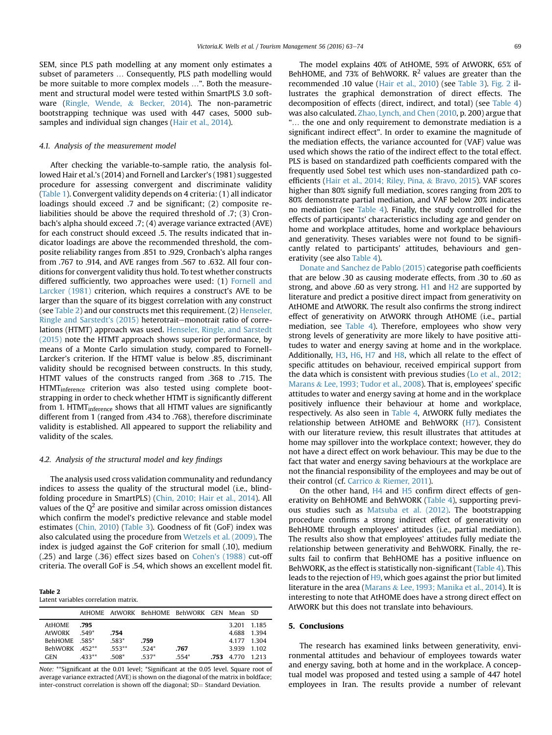SEM, since PLS path modelling at any moment only estimates a subset of parameters … Consequently, PLS path modelling would be more suitable to more complex models …". Both the measurement and structural model were tested within SmartPLS 3.0 software (Ringle, Wende, & Becker, 2014). The non-parametric bootstrapping technique was used with 447 cases, 5000 subsamples and individual sign changes (Hair et al., 2014).

### 4.1. Analysis of the measurement model

After checking the variable-to-sample ratio, the analysis followed Hair et al.'s (2014) and Fornell and Larcker's (1981) suggested procedure for assessing convergent and discriminant validity (Table 1). Convergent validity depends on 4 criteria: (1) all indicator loadings should exceed .7 and be significant; (2) composite reliabilities should be above the required threshold of .7; (3) Cronbach's alpha should exceed .7; (4) average variance extracted (AVE) for each construct should exceed .5. The results indicated that indicator loadings are above the recommended threshold, the composite reliability ranges from .851 to .929, Cronbach's alpha ranges from .767 to .914, and AVE ranges from .567 to .632. All four conditions for convergent validity thus hold. To test whether constructs differed sufficiently, two approaches were used: (1) Fornell and Larcker (1981) criterion, which requires a construct's AVE to be larger than the square of its biggest correlation with any construct (see Table 2) and our constructs met this requirement. (2) Henseler, Ringle and Sarstedt's (2015) heterotrait–monotrait ratio of correlations (HTMT) approach was used. Henseler, Ringle, and Sarstedt (2015) note the HTMT approach shows superior performance, by means of a Monte Carlo simulation study, compared to Fornell-Larcker's criterion. If the HTMT value is below .85, discriminant validity should be recognised between constructs. In this study, HTMT values of the constructs ranged from .368 to .715. The $\text{HTMT}_{\text{inference}}$ criterion was also tested using complete bootstrapping in order to check whether HTMT is significantly different from 1. $\text{HTMT}_{\text{inference}}$ shows that all HTMT values are significantly different from 1 (ranged from .434 to .768), therefore discriminant validity is established. All appeared to support the reliability and validity of the scales.

### 4.2. Analysis of the structural model and key findings

The analysis used cross validation communality and redundancy indices to assess the quality of the structural model (i.e., blindfolding procedure in SmartPLS) (Chin, 2010; Hair et al., 2014). All values of the $Q^2$ are positive and similar across omission distances which confirm the model's predictive relevance and stable model estimates (Chin, 2010) (Table 3). Goodness of fit (GoF) index was also calculated using the procedure from Wetzels et al. (2009). The index is judged against the GoF criterion for small (.10), medium (.25) and large (.36) effect sizes based on Cohen's (1988) cut-off criteria. The overall GoF is .54, which shows an excellent model fit.

**Table 2**
Latent variables correlation matrix.

| | AtHOME | AtWORK | BehHOME | BehWORK | GEN | Mean | SD |
|---|---|---|---|---|---|---|---|
| AtHOME | **.795** | | | | | 3.201 | 1.185 |
| AtWORK | .549* | **.754** | | | | 4.688 | 1.394 |
| BehHOME | .585* | .583* | **.759** | | | 4.177 | 1.304 |
| BehWORK | .452** | .553** | .524* | **.767** | | 3.939 | 1.102 |
| GEN | .433** | .508* | .537* | .554* | **.753** | 4.770 | 1.213 |

*Note:* **Significant at the 0.01 level; *Significant at the 0.05 level. Square root of average variance extracted (AVE) is shown on the diagonal of the matrix in boldface; inter-construct correlation is shown off the diagonal; SD= Standard Deviation.

The model explains 40% of AtHOME, 59% of AtWORK, 65% of BehHOME, and 73% of BehWORK. $R^2$ values are greater than the recommended .10 value (Hair et al., 2010) (see Table 3). Fig. 2 illustrates the graphical demonstration of direct effects. The decomposition of effects (direct, indirect, and total) (see Table 4) was also calculated. Zhao, Lynch, and Chen (2010, p. 200) argue that "… the one and only requirement to demonstrate mediation is a significant indirect effect". In order to examine the magnitude of the mediation effects, the variance accounted for (VAF) value was used which shows the ratio of the indirect effect to the total effect. PLS is based on standardized path coefficients compared with the frequently used Sobel test which uses non-standardized path coefficients (Hair et al., 2014; Riley, Pina, & Bravo, 2015). VAF scores higher than 80% signify full mediation, scores ranging from 20% to 80% demonstrate partial mediation, and VAF below 20% indicates no mediation (see Table 4). Finally, the study controlled for the effects of participants' characteristics including age and gender on home and workplace attitudes, home and workplace behaviours and generativity. Theses variables were not found to be significantly related to participants' attitudes, behaviours and generativity (see also Table 4).

Donate and Sanchez de Pablo (2015) categorise path coefficients that are below .30 as causing moderate effects, from .30 to .60 as strong, and above .60 as very strong. H1 and H2 are supported by literature and predict a positive direct impact from generativity on AtHOME and AtWORK. The result also confirms the strong indirect effect of generativity on AtWORK through AtHOME (i.e., partial mediation, see Table 4). Therefore, employees who show very strong levels of generativity are more likely to have positive attitudes to water and energy saving at home and in the workplace. Additionally, H3, H6, H7 and H8, which all relate to the effect of specific attitudes on behaviour, received empirical support from the data which is consistent with previous studies (Lo et al., 2012; Marans & Lee, 1993; Tudor et al., 2008). That is, employees' specific attitudes to water and energy saving at home and in the workplace positively influence their behaviour at home and workplace, respectively. As also seen in Table 4, AtWORK fully mediates the relationship between AtHOME and BehWORK (H7). Consistent with our literature review, this result illustrates that attitudes at home may spillover into the workplace context; however, they do not have a direct effect on work behaviour. This may be due to the fact that water and energy saving behaviours at the workplace are not the financial responsibility of the employees and may be out of their control (cf. Carrico & Riemer, 2011).

On the other hand, H4 and H5 confirm direct effects of generativity on BehHOME and BehWORK (Table 4), supporting previous studies such as Matsuba et al. (2012). The bootstrapping procedure confirms a strong indirect effect of generativity on BehHOME through employees' attitudes (i.e., partial mediation). The results also show that employees' attitudes fully mediate the relationship between generativity and BehWORK. Finally, the results fail to confirm that BehHOME has a positive influence on BehWORK, as the effect is statistically non-significant (Table 4). This leads to the rejection of H9, which goes against the prior but limited literature in the area (Marans & Lee, 1993; Manika et al., 2014). It is interesting to note that AtHOME does have a strong direct effect on AtWORK but this does not translate into behaviours.

## 5. Conclusions

The research has examined links between generativity, environmental attitudes and behaviour of employees towards water and energy saving, both at home and in the workplace. A conceptual model was proposed and tested using a sample of 447 hotel employees in Iran. The results provide a number of relevant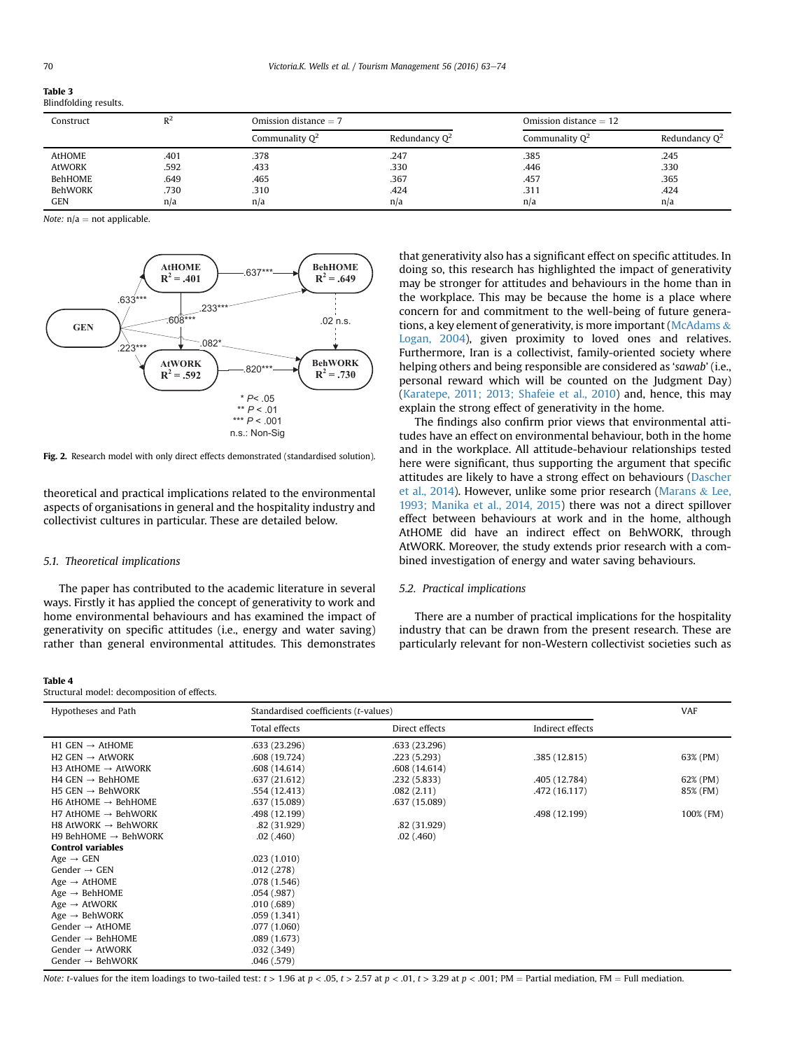**Table 3**
Blindfolding results.

| Construct | $R^2$ | Omission distance = 7 | | Omission distance = 12 | |
|---|---|---|---|---|---|
| | | Communality $Q^2$ | Redundancy $Q^2$ | Communality $Q^2$ | Redundancy $Q^2$ |
| AtHOME | .401 | .378 | .247 | .385 | .245 |
| AtWORK | .592 | .433 | .330 | .446 | .330 |
| BehHOME | .649 | .465 | .367 | .457 | .365 |
| BehWORK | .730 | .310 | .424 | .311 | .424 |
| GEN | n/a | n/a | n/a | n/a | n/a |

*Note:* n/a = not applicable.

**Fig. 2.** Research model with only direct effects demonstrated (standardised solution).

theoretical and practical implications related to the environmental aspects of organisations in general and the hospitality industry and collectivist cultures in particular. These are detailed below.

### 5.1. Theoretical implications

The paper has contributed to the academic literature in several ways. Firstly it has applied the concept of generativity to work and home environmental behaviours and has examined the impact of generativity on specific attitudes (i.e., energy and water saving) rather than general environmental attitudes. This demonstrates that generativity also has a significant effect on specific attitudes. In doing so, this research has highlighted the impact of generativity may be stronger for attitudes and behaviours in the home than in the workplace. This may be because the home is a place where concern for and commitment to the well-being of future generations, a key element of generativity, is more important (McAdams & Logan, 2004), given proximity to loved ones and relatives. Furthermore, Iran is a collectivist, family-oriented society where helping others and being responsible are considered as '*sawab*' (i.e., personal reward which will be counted on the Judgment Day) (Karatepe, 2011; 2013; Shafeie et al., 2010) and, hence, this may explain the strong effect of generativity in the home.

The findings also confirm prior views that environmental attitudes have an effect on environmental behaviour, both in the home and in the workplace. All attitude-behaviour relationships tested here were significant, thus supporting the argument that specific attitudes are likely to have a strong effect on behaviours (Dascher et al., 2014). However, unlike some prior research (Marans & Lee, 1993; Manika et al., 2014, 2015) there was not a direct spillover effect between behaviours at work and in the home, although AtHOME did have an indirect effect on BehWORK, through AtWORK. Moreover, the study extends prior research with a combined investigation of energy and water saving behaviours.

### 5.2. Practical implications

There are a number of practical implications for the hospitality industry that can be drawn from the present research. These are particularly relevant for non-Western collectivist societies such as

**Table 4**
Structural model: decomposition of effects.

| Hypotheses and Path | Standardised coefficients (*t*-values) | | | VAF |
|---|---|---|---|---|
| | Total effects | Direct effects | Indirect effects | |
| H1 GEN → AtHOME | .633 (23.296) | .633 (23.296) | | |
| H2 GEN → AtWORK | .608 (19.724) | .223 (5.293) | .385 (12.815) | 63% (PM) |
| H3 AtHOME → AtWORK | .608 (14.614) | .608 (14.614) | | |
| H4 GEN → BehHOME | .637 (21.612) | .232 (5.833) | .405 (12.784) | 62% (PM) |
| H5 GEN → BehWORK | .554 (12.413) | .082 (2.11) | .472 (16.117) | 85% (FM) |
| H6 AtHOME → BehHOME | .637 (15.089) | .637 (15.089) | | |
| H7 AtHOME → BehWORK | .498 (12.199) | | .498 (12.199) | 100% (FM) |
| H8 AtWORK → BehWORK | .82 (31.929) | .82 (31.929) | | |
| H9 BehHOME → BehWORK | .02 (.460) | .02 (.460) | | |
| **Control variables** | | | | |
| Age → GEN | .023 (1.010) | | | |
| Gender → GEN | .012 (.278) | | | |
| Age → AtHOME | .078 (1.546) | | | |
| Age → BehHOME | .054 (.987) | | | |
| Age → AtWORK | .010 (.689) | | | |
| Age → BehWORK | .059 (1.341) | | | |
| Gender → AtHOME | .077 (1.060) | | | |
| Gender → BehHOME | .089 (1.673) | | | |
| Gender → AtWORK | .032 (.349) | | | |
| Gender → BehWORK | .046 (.579) | | | |

*Note:* *t*-values for the item loadings to two-tailed test: $t > 1.96$ at $p < .05$, $t > 2.57$ at $p < .01$, $t > 3.29$ at $p < .001$; PM = Partial mediation, FM = Full mediation.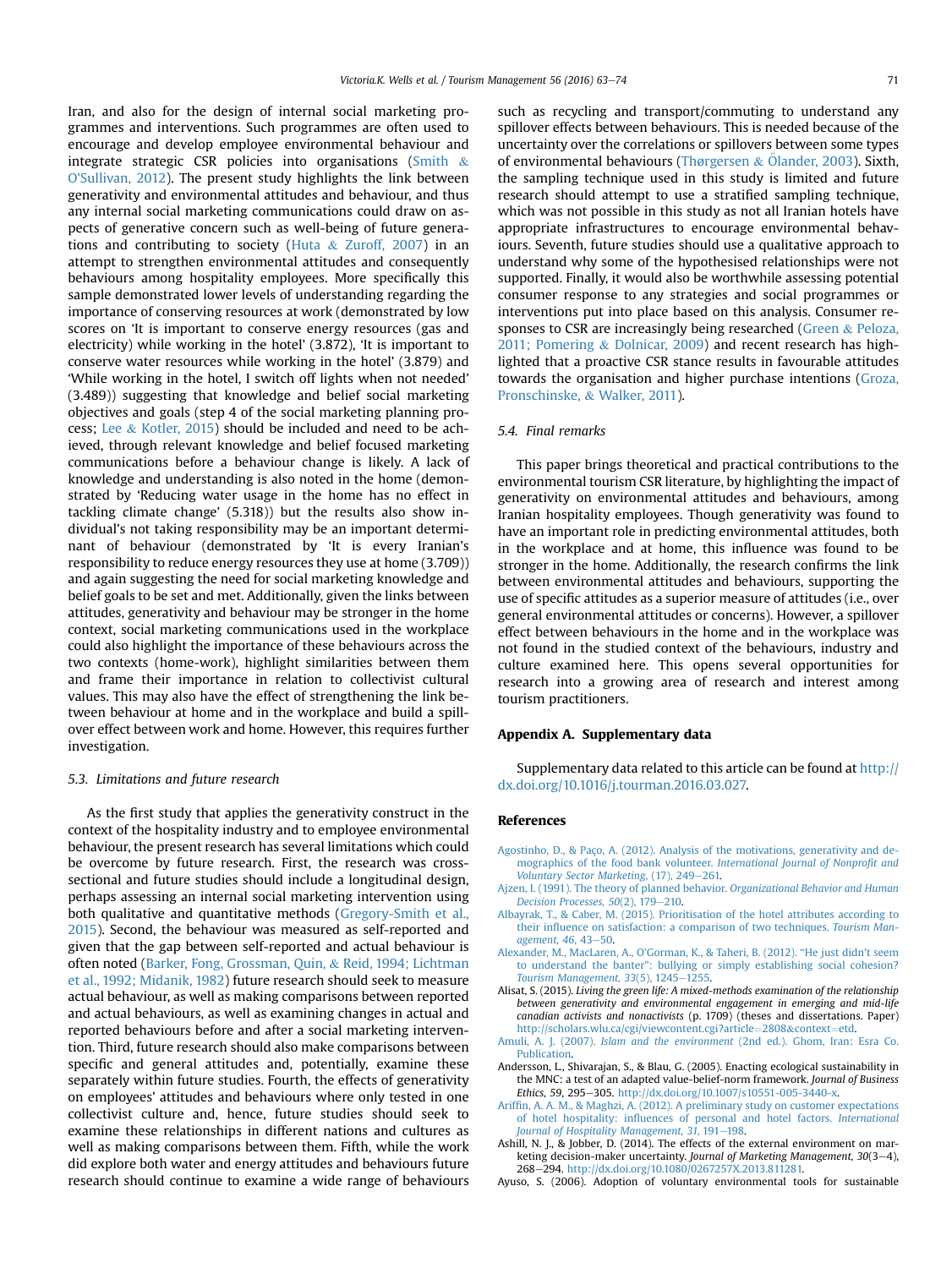Iran, and also for the design of internal social marketing programmes and interventions. Such programmes are often used to encourage and develop employee environmental behaviour and integrate strategic CSR policies into organisations (Smith & O'Sullivan, 2012). The present study highlights the link between generativity and environmental attitudes and behaviour, and thus any internal social marketing communications could draw on aspects of generative concern such as well-being of future generations and contributing to society (Huta & Zuroff, 2007) in an attempt to strengthen environmental attitudes and consequently behaviours among hospitality employees. More specifically this sample demonstrated lower levels of understanding regarding the importance of conserving resources at work (demonstrated by low scores on 'It is important to conserve energy resources (gas and electricity) while working in the hotel' (3.872), 'It is important to conserve water resources while working in the hotel' (3.879) and 'While working in the hotel, I switch off lights when not needed' (3.489)) suggesting that knowledge and belief social marketing objectives and goals (step 4 of the social marketing planning process; Lee & Kotler, 2015) should be included and need to be achieved, through relevant knowledge and belief focused marketing communications before a behaviour change is likely. A lack of knowledge and understanding is also noted in the home (demonstrated by 'Reducing water usage in the home has no effect in tackling climate change' (5.318)) but the results also show individual's not taking responsibility may be an important determinant of behaviour (demonstrated by 'It is every Iranian's responsibility to reduce energy resources they use at home (3.709)) and again suggesting the need for social marketing knowledge and belief goals to be set and met. Additionally, given the links between attitudes, generativity and behaviour may be stronger in the home context, social marketing communications used in the workplace could also highlight the importance of these behaviours across the two contexts (home-work), highlight similarities between them and frame their importance in relation to collectivist cultural values. This may also have the effect of strengthening the link between behaviour at home and in the workplace and build a spillover effect between work and home. However, this requires further investigation.

### 5.3. Limitations and future research

As the first study that applies the generativity construct in the context of the hospitality industry and to employee environmental behaviour, the present research has several limitations which could be overcome by future research. First, the research was cross-sectional and future studies should include a longitudinal design, perhaps assessing an internal social marketing intervention using both qualitative and quantitative methods (Gregory-Smith et al., 2015). Second, the behaviour was measured as self-reported and given that the gap between self-reported and actual behaviour is often noted (Barker, Fong, Grossman, Quin, & Reid, 1994; Lichtman et al., 1992; Midanik, 1982) future research should seek to measure actual behaviour, as well as making comparisons between reported and actual behaviours, as well as examining changes in actual and reported behaviours before and after a social marketing intervention. Third, future research should also make comparisons between specific and general attitudes and, potentially, examine these separately within future studies. Fourth, the effects of generativity on employees' attitudes and behaviours where only tested in one collectivist culture and, hence, future studies should seek to examine these relationships in different nations and cultures as well as making comparisons between them. Fifth, while the work did explore both water and energy attitudes and behaviours future research should continue to examine a wide range of behaviours such as recycling and transport/commuting to understand any spillover effects between behaviours. This is needed because of the uncertainty over the correlations or spillovers between some types of environmental behaviours (Thørgersen & Ölander, 2003). Sixth, the sampling technique used in this study is limited and future research should attempt to use a stratified sampling technique, which was not possible in this study as not all Iranian hotels have appropriate infrastructures to encourage environmental behaviours. Seventh, future studies should use a qualitative approach to understand why some of the hypothesised relationships were not supported. Finally, it would also be worthwhile assessing potential consumer response to any strategies and social programmes or interventions put into place based on this analysis. Consumer responses to CSR are increasingly being researched (Green & Peloza, 2011; Pomering & Dolnicar, 2009) and recent research has highlighted that a proactive CSR stance results in favourable attitudes towards the organisation and higher purchase intentions (Groza, Pronschinske, & Walker, 2011).

### 5.4. Final remarks

This paper brings theoretical and practical contributions to the environmental tourism CSR literature, by highlighting the impact of generativity on environmental attitudes and behaviours, among Iranian hospitality employees. Though generativity was found to have an important role in predicting environmental attitudes, both in the workplace and at home, this influence was found to be stronger in the home. Additionally, the research confirms the link between environmental attitudes and behaviours, supporting the use of specific attitudes as a superior measure of attitudes (i.e., over general environmental attitudes or concerns). However, a spillover effect between behaviours in the home and in the workplace was not found in the studied context of the behaviours, industry and culture examined here. This opens several opportunities for research into a growing area of research and interest among tourism practitioners.

## Appendix A. Supplementary data

Supplementary data related to this article can be found at http://dx.doi.org/10.1016/j.tourman.2016.03.027.

## References

Agostinho, D., & Paço, A. (2012). Analysis of the motivations, generativity and demographics of the food bank volunteer. *International Journal of Nonprofit and Voluntary Sector Marketing*, (17), 249–261.

Ajzen, I. (1991). The theory of planned behavior. *Organizational Behavior and Human Decision Processes, 50*(2), 179–210.

Albayrak, T., & Caber, M. (2015). Prioritisation of the hotel attributes according to their influence on satisfaction: a comparison of two techniques. *Tourism Management, 46*, 43–50.

Alexander, M., MacLaren, A., O'Gorman, K., & Taheri, B. (2012). "He just didn't seem to understand the banter": bullying or simply establishing social cohesion? *Tourism Management, 33*(5), 1245–1255.

Alisat, S. (2015). *Living the green life: A mixed-methods examination of the relationship between generativity and environmental engagement in emerging and mid-life canadian activists and nonactivists* (p. 1709) (theses and dissertations. Paper) http://scholars.wlu.ca/cgi/viewcontent.cgi?article=2808&context=etd.

Amuli, A. J. (2007). *Islam and the environment* (2nd ed.). Ghom, Iran: Esra Co. Publication.

Andersson, L., Shivarajan, S., & Blau, G. (2005). Enacting ecological sustainability in the MNC: a test of an adapted value-belief-norm framework. *Journal of Business Ethics, 59*, 295–305. http://dx.doi.org/10.1007/s10551-005-3440-x.

Ariffin, A. A. M., & Maghzi, A. (2012). A preliminary study on customer expectations of hotel hospitality: influences of personal and hotel factors. *International Journal of Hospitality Management, 31*, 191–198.

Ashill, N. J., & Jobber, D. (2014). The effects of the external environment on marketing decision-maker uncertainty. *Journal of Marketing Management, 30*(3–4), 268–294. http://dx.doi.org/10.1080/0267257X.2013.811281.

Ayuso, S. (2006). Adoption of voluntary environmental tools for sustainable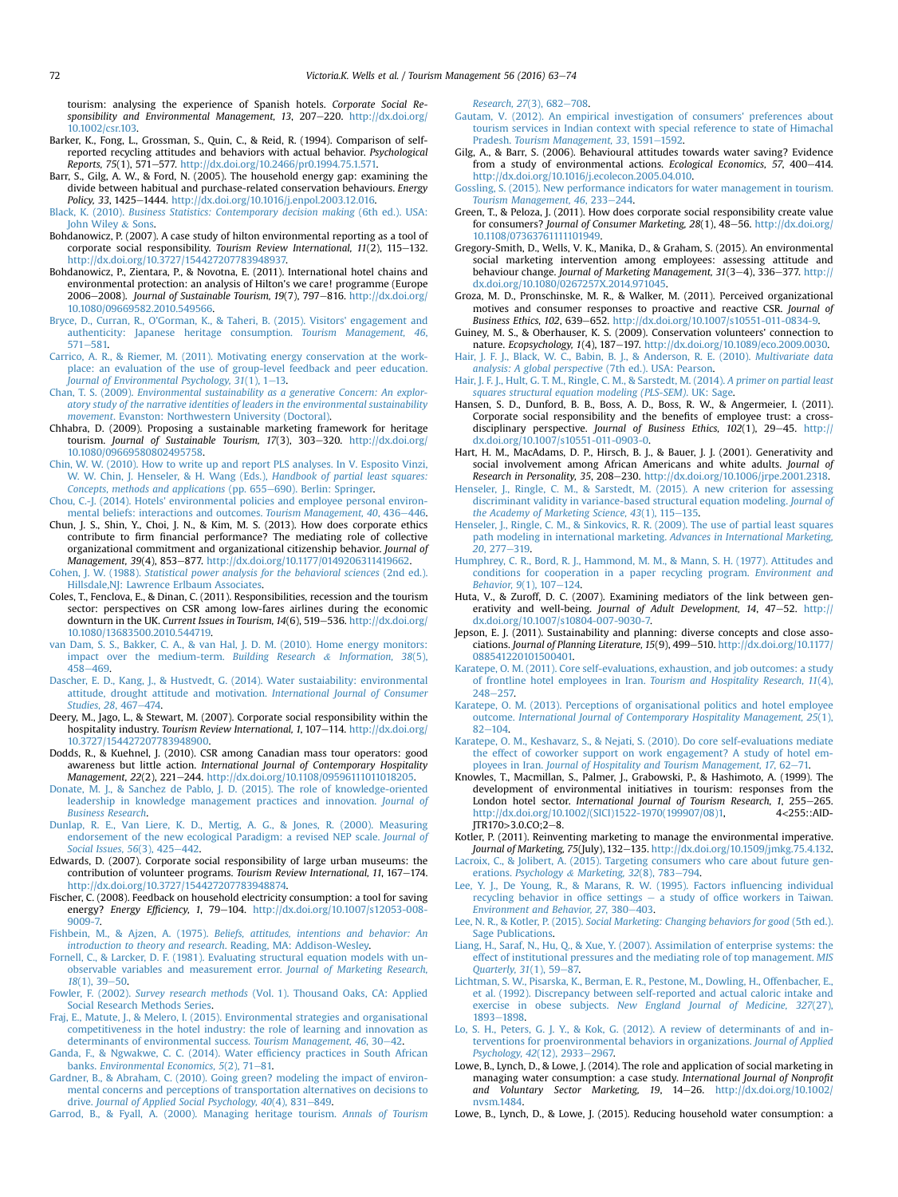tourism: analysing the experience of Spanish hotels. *Corporate Social Responsibility and Environmental Management, 13*, 207–220. http://dx.doi.org/10.1002/csr.103.

Barker, K., Fong, L., Grossman, S., Quin, C., & Reid, R. (1994). Comparison of self-reported recycling attitudes and behaviors with actual behavior. *Psychological Reports, 75*(1), 571–577. http://dx.doi.org/10.2466/pr0.1994.75.1.571.

Barr, S., Gilg, A. W., & Ford, N. (2005). The household energy gap: examining the divide between habitual and purchase-related conservation behaviours. *Energy Policy, 33*, 1425–1444. http://dx.doi.org/10.1016/j.enpol.2003.12.016.

Black, K. (2010). *Business Statistics: Contemporary decision making* (6th ed.). USA: John Wiley & Sons.

Bohdanowicz, P. (2007). A case study of hilton environmental reporting as a tool of corporate social responsibility. *Tourism Review International, 11*(2), 115–132. http://dx.doi.org/10.3727/154427207783948937.

Bohdanowicz, P., Zientara, P., & Novotna, E. (2011). International hotel chains and environmental protection: an analysis of Hilton's we care! programme (Europe 2006–2008). *Journal of Sustainable Tourism, 19*(7), 797–816. http://dx.doi.org/10.1080/09669582.2010.549566.

Bryce, D., Curran, R., O'Gorman, K., & Taheri, B. (2015). Visitors' engagement and authenticity: Japanese heritage consumption. *Tourism Management, 46*, 571–581.

Carrico, A. R., & Riemer, M. (2011). Motivating energy conservation at the workplace: an evaluation of the use of group-level feedback and peer education. *Journal of Environmental Psychology, 31*(1), 1–13.

Chan, T. S. (2009). *Environmental sustainability as a generative Concern: An exploratory study of the narrative identities of leaders in the environmental sustainability movement*. Evanston: Northwestern University (Doctoral).

Chhabra, D. (2009). Proposing a sustainable marketing framework for heritage tourism. *Journal of Sustainable Tourism, 17*(3), 303–320. http://dx.doi.org/10.1080/09669580802495758.

Chin, W. W. (2010). How to write up and report PLS analyses. In V. Esposito Vinzi, W. W. Chin, J. Henseler, & H. Wang (Eds.), *Handbook of partial least squares: Concepts, methods and applications* (pp. 655–690). Berlin: Springer.

Chou, C.-J. (2014). Hotels' environmental policies and employee personal environmental beliefs: interactions and outcomes. *Tourism Management, 40*, 436–446.

Chun, J. S., Shin, Y., Choi, J. N., & Kim, M. S. (2013). How does corporate ethics contribute to firm financial performance? The mediating role of collective organizational commitment and organizational citizenship behavior. *Journal of Management, 39*(4), 853–877. http://dx.doi.org/10.1177/0149206311419662.

Cohen, J. W. (1988). *Statistical power analysis for the behavioral sciences* (2nd ed.). Hillsdale,NJ: Lawrence Erlbaum Associates.

Coles, T., Fenclova, E., & Dinan, C. (2011). Responsibilities, recession and the tourism sector: perspectives on CSR among low-fares airlines during the economic downturn in the UK. *Current Issues in Tourism, 14*(6), 519–536. http://dx.doi.org/10.1080/13683500.2010.544719.

van Dam, S. S., Bakker, C. A., & van Hal, J. D. M. (2010). Home energy monitors: impact over the medium-term. *Building Research & Information, 38*(5), 458–469.

Dascher, E. D., Kang, J., & Hustvedt, G. (2014). Water sustaiability: environmental attitude, drought attitude and motivation. *International Journal of Consumer Studies, 28*, 467–474.

Deery, M., Jago, L., & Stewart, M. (2007). Corporate social responsibility within the hospitality industry. *Tourism Review International, 1*, 107–114. http://dx.doi.org/10.3727/154427207783948900.

Dodds, R., & Kuehnel, J. (2010). CSR among Canadian mass tour operators: good awareness but little action. *International Journal of Contemporary Hospitality Management, 22*(2), 221–244. http://dx.doi.org/10.1108/09596111011018205.

Donate, M. J., & Sanchez de Pablo, J. D. (2015). The role of knowledge-oriented leadership in knowledge management practices and innovation. *Journal of Business Research*.

Dunlap, R. E., Van Liere, K. D., Mertig, A. G., & Jones, R. (2000). Measuring endorsement of the new ecological Paradigm: a revised NEP scale. *Journal of Social Issues, 56*(3), 425–442.

Edwards, D. (2007). Corporate social responsibility of large urban museums: the contribution of volunteer programs. *Tourism Review International, 11*, 167–174. http://dx.doi.org/10.3727/154427207783948874.

Fischer, C. (2008). Feedback on household electricity consumption: a tool for saving energy? *Energy Efficiency, 1*, 79–104. http://dx.doi.org/10.1007/s12053-008-9009-7.

Fishbein, M., & Ajzen, A. (1975). *Beliefs, attitudes, intentions and behavior: An introduction to theory and research*. Reading, MA: Addison-Wesley.

Fornell, C., & Larcker, D. F. (1981). Evaluating structural equation models with unobservable variables and measurement error. *Journal of Marketing Research, 18*(1), 39–50.

Fowler, F. (2002). *Survey research methods* (Vol. 1). Thousand Oaks, CA: Applied Social Research Methods Series.

Fraj, E., Matute, J., & Melero, I. (2015). Environmental strategies and organisational competitiveness in the hotel industry: the role of learning and innovation as determinants of environmental success. *Tourism Management, 46*, 30–42.

Ganda, F., & Ngwakwe, C. C. (2014). Water efficiency practices in South African banks. *Environmental Economics, 5*(2), 71–81.

Gardner, B., & Abraham, C. (2010). Going green? modeling the impact of environmental concerns and perceptions of transportation alternatives on decisions to drive. *Journal of Applied Social Psychology, 40*(4), 831–849.

Garrod, B., & Fyall, A. (2000). Managing heritage tourism. *Annals of Tourism Research, 27*(3), 682–708.

Gautam, V. (2012). An empirical investigation of consumers' preferences about tourism services in Indian context with special reference to state of Himachal Pradesh. *Tourism Management, 33*, 1591–1592.

Gilg, A., & Barr, S. (2006). Behavioural attitudes towards water saving? Evidence from a study of environmental actions. *Ecological Economics, 57*, 400–414. http://dx.doi.org/10.1016/j.ecolecon.2005.04.010.

Gossling, S. (2015). New performance indicators for water management in tourism. *Tourism Management, 46*, 233–244.

Green, T., & Peloza, J. (2011). How does corporate social responsibility create value for consumers? *Journal of Consumer Marketing, 28*(1), 48–56. http://dx.doi.org/10.1108/07363761111101949.

Gregory-Smith, D., Wells, V. K., Manika, D., & Graham, S. (2015). An environmental social marketing intervention among employees: assessing attitude and behaviour change. *Journal of Marketing Management, 31*(3–4), 336–377. http://dx.doi.org/10.1080/0267257X.2014.971045.

Groza, M. D., Pronschinske, M. R., & Walker, M. (2011). Perceived organizational motives and consumer responses to proactive and reactive CSR. *Journal of Business Ethics, 102*, 639–652. http://dx.doi.org/10.1007/s10551-011-0834-9.

Guiney, M. S., & Oberhauser, K. S. (2009). Conservation volunteers' connection to nature. *Ecopsychology, 1*(4), 187–197. http://dx.doi.org/10.1089/eco.2009.0030.

Hair, J. F. J., Black, W. C., Babin, B. J., & Anderson, R. E. (2010). *Multivariate data analysis: A global perspective* (7th ed.). USA: Pearson.

Hair, J. F. J., Hult, G. T. M., Ringle, C. M., & Sarstedt, M. (2014). *A primer on partial least squares structural equation modeling (PLS-SEM)*. UK: Sage.

Hansen, S. D., Dunford, B. B., Boss, A. D., Boss, R. W., & Angermeier, I. (2011). Corporate social responsibility and the benefits of employee trust: a cross-disciplinary perspective. *Journal of Business Ethics, 102*(1), 29–45. http://dx.doi.org/10.1007/s10551-011-0903-0.

Hart, H. M., MacAdams, D. P., Hirsch, B. J., & Bauer, J. J. (2001). Generativity and social involvement among African Americans and white adults. *Journal of Research in Personality, 35*, 208–230. http://dx.doi.org/10.1006/jrpe.2001.2318.

Henseler, J., Ringle, C. M., & Sarstedt, M. (2015). A new criterion for assessing discriminant validity in variance-based structural equation modeling. *Journal of the Academy of Marketing Science, 43*(1), 115–135.

Henseler, J., Ringle, C. M., & Sinkovics, R. R. (2009). The use of partial least squares path modeling in international marketing. *Advances in International Marketing, 20*, 277–319.

Humphrey, C. R., Bord, R. J., Hammond, M. M., & Mann, S. H. (1977). Attitudes and conditions for cooperation in a paper recycling program. *Environment and Behavior, 9*(1), 107–124.

Huta, V., & Zuroff, D. C. (2007). Examining mediators of the link between generativity and well-being. *Journal of Adult Development, 14*, 47–52. http://dx.doi.org/10.1007/s10804-007-9030-7.

Jepson, E. J. (2011). Sustainability and planning: diverse concepts and close associations. *Journal of Planning Literature, 15*(9), 499–510. http://dx.doi.org/10.1177/088541220101500401.

Karatepe, O. M. (2011). Core self-evaluations, exhaustion, and job outcomes: a study of frontline hotel employees in Iran. *Tourism and Hospitality Research, 11*(4), 248–257.

Karatepe, O. M. (2013). Perceptions of organisational politics and hotel employee outcome. *International Journal of Contemporary Hospitality Management, 25*(1), 82–104.

Karatepe, O. M., Keshavarz, S., & Nejati, S. (2010). Do core self-evaluations mediate the effect of coworker support on work engagement? A study of hotel employees in Iran. *Journal of Hospitality and Tourism Management, 17*, 62–71.

Knowles, T., Macmillan, S., Palmer, J., Grabowski, P., & Hashimoto, A. (1999). The development of environmental initiatives in tourism: responses from the London hotel sector. *International Journal of Tourism Research, 1*, 255–265. http://dx.doi.org/10.1002/(SICI)1522-1970(199907/08)1, 4<255::AID-JTR170>3.0.CO;2–8.

Kotler, P. (2011). Reinventing marketing to manage the environmental imperative. *Journal of Marketing, 75*(July), 132–135. http://dx.doi.org/10.1509/jmkg.75.4.132.

Lacroix, C., & Jolibert, A. (2015). Targeting consumers who care about future generations. *Psychology & Marketing, 32*(8), 783–794.

Lee, Y. J., De Young, R., & Marans, R. W. (1995). Factors influencing individual recycling behavior in office settings – a study of office workers in Taiwan. *Environment and Behavior, 27*, 380–403.

Lee, N. R., & Kotler, P. (2015). *Social Marketing: Changing behaviors for good* (5th ed.). Sage Publications.

Liang, H., Saraf, N., Hu, Q., & Xue, Y. (2007). Assimilation of enterprise systems: the effect of institutional pressures and the mediating role of top management. *MIS Quarterly, 31*(1), 59–87.

Lichtman, S. W., Pisarska, K., Berman, E. R., Pestone, M., Dowling, H., Offenbacher, E., et al. (1992). Discrepancy between self-reported and actual caloric intake and exercise in obese subjects. *New England Journal of Medicine, 327*(27), 1893–1898.

Lo, S. H., Peters, G. J. Y., & Kok, G. (2012). A review of determinants of and interventions for proenvironmental behaviors in organizations. *Journal of Applied Psychology, 42*(12), 2933–2967.

Lowe, B., Lynch, D., & Lowe, J. (2014). The role and application of social marketing in managing water consumption: a case study. *International Journal of Nonprofit and Voluntary Sector Marketing, 19*, 14–26. http://dx.doi.org/10.1002/nvsm.1484.

Lowe, B., Lynch, D., & Lowe, J. (2015). Reducing household water consumption: a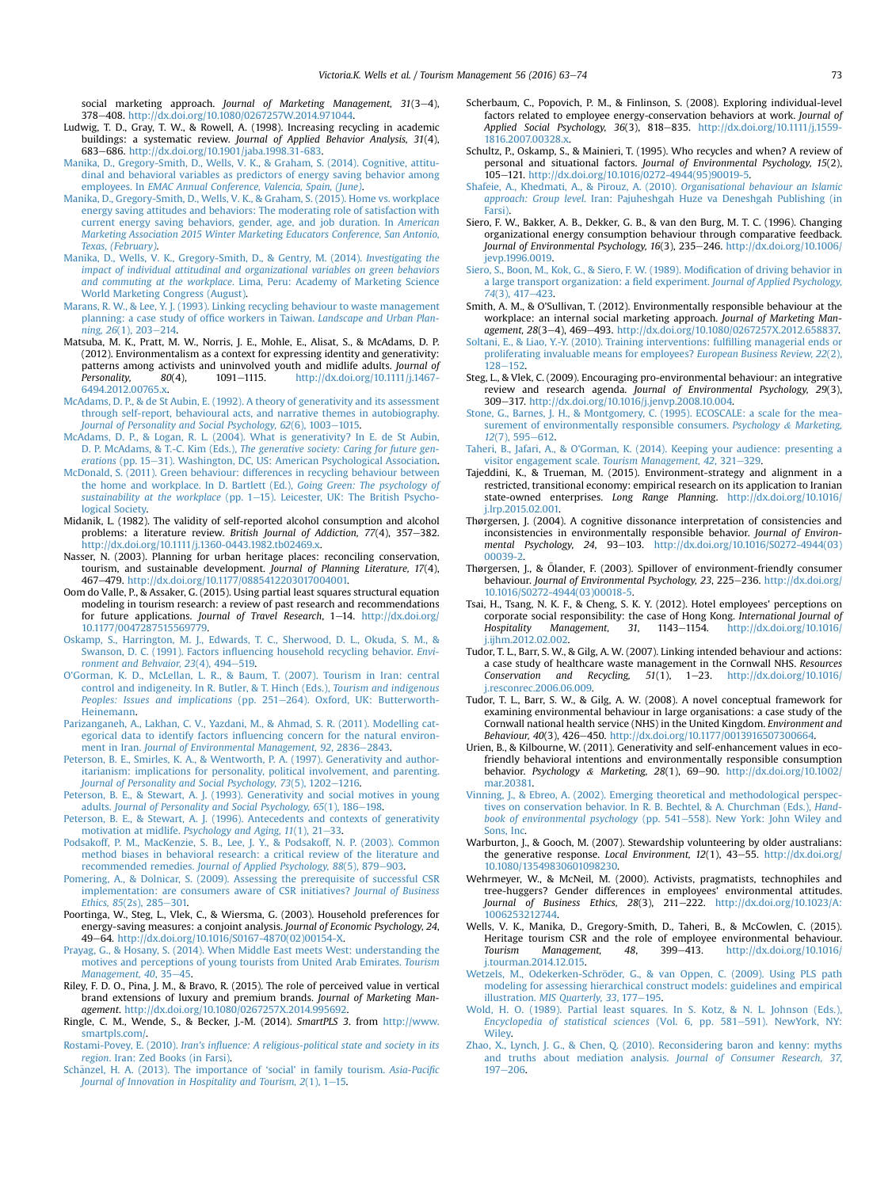social marketing approach. *Journal of Marketing Management, 31*(3–4), 378–408. http://dx.doi.org/10.1080/0267257W.2014.971044.

Ludwig, T. D., Gray, T. W., & Rowell, A. (1998). Increasing recycling in academic buildings: a systematic review. *Journal of Applied Behavior Analysis, 31*(4), 683–686. http://dx.doi.org/10.1901/jaba.1998.31-683.

Manika, D., Gregory-Smith, D., Wells, V. K., & Graham, S. (2014). Cognitive, attitudinal and behavioral variables as predictors of energy saving behavior among employees. In *EMAC Annual Conference, Valencia, Spain, (June)*.

Manika, D., Gregory-Smith, D., Wells, V. K., & Graham, S. (2015). Home vs. workplace energy saving attitudes and behaviors: The moderating role of satisfaction with current energy saving behaviors, gender, age, and job duration. In *American Marketing Association 2015 Winter Marketing Educators Conference, San Antonio, Texas, (February)*.

Manika, D., Wells, V. K., Gregory-Smith, D., & Gentry, M. (2014). *Investigating the impact of individual attitudinal and organizational variables on green behaviors and commuting at the workplace*. Lima, Peru: Academy of Marketing Science World Marketing Congress (August).

Marans, R. W., & Lee, Y. J. (1993). Linking recycling behaviour to waste management planning: a case study of office workers in Taiwan. *Landscape and Urban Planning, 26*(1), 203–214.

Matsuba, M. K., Pratt, M. W., Norris, J. E., Mohle, E., Alisat, S., & McAdams, D. P. (2012). Environmentalism as a context for expressing identity and generativity: patterns among activists and uninvolved youth and midlife adults. *Journal of Personality, 80*(4), 1091–1115. http://dx.doi.org/10.1111/j.1467-6494.2012.00765.x.

McAdams, D. P., & de St Aubin, E. (1992). A theory of generativity and its assessment through self-report, behavioural acts, and narrative themes in autobiography. *Journal of Personality and Social Psychology, 62*(6), 1003–1015.

McAdams, D. P., & Logan, R. L. (2004). What is generativity? In E. de St Aubin, D. P. McAdams, & T.-C. Kim (Eds.), *The generative society: Caring for future generations* (pp. 15–31). Washington, DC, US: American Psychological Association.

McDonald, S. (2011). Green behaviour: differences in recycling behaviour between the home and workplace. In D. Bartlett (Ed.), *Going Green: The psychology of sustainability at the workplace* (pp. 1–15). Leicester, UK: The British Psychological Society.

Midanik, L. (1982). The validity of self-reported alcohol consumption and alcohol problems: a literature review. *British Journal of Addiction, 77*(4), 357–382. http://dx.doi.org/10.1111/j.1360-0443.1982.tb02469.x.

Nasser, N. (2003). Planning for urban heritage places: reconciling conservation, tourism, and sustainable development. *Journal of Planning Literature, 17*(4), 467–479. http://dx.doi.org/10.1177/088541220301700400l.

Oom do Valle, P., & Assaker, G. (2015). Using partial least squares structural equation modeling in tourism research: a review of past research and recommendations for future applications. *Journal of Travel Research*, 1–14. http://dx.doi.org/10.1177/0047287515569779.

Oskamp, S., Harrington, M. J., Edwards, T. C., Sherwood, D. L., Okuda, S. M., & Swanson, D. C. (1991). Factors influencing household recycling behavior. *Environment and Behavior, 23*(4), 494–519.

O'Gorman, K. D., McLellan, L. R., & Baum, T. (2007). Tourism in Iran: central control and indigeneity. In R. Butler, & T. Hinch (Eds.), *Tourism and indigenous Peoples: Issues and implications* (pp. 251–264). Oxford, UK: Butterworth-Heinemann.

Parizanganeh, A., Lakhan, C. V., Yazdani, M., & Ahmad, S. R. (2011). Modelling categorical data to identify factors influencing concern for the natural environment in Iran. *Journal of Environmental Management, 92*, 2836–2843.

Peterson, B. E., Smirles, K. A., & Wentworth, P. A. (1997). Generativity and authoritarianism: implications for personality, political involvement, and parenting. *Journal of Personality and Social Psychology, 73*(5), 1202–1216.

Peterson, B. E., & Stewart, A. J. (1993). Generativity and social motives in young adults. *Journal of Personality and Social Psychology, 65*(1), 186–198.

Peterson, B. E., & Stewart, A. J. (1996). Antecedents and contexts of generativity motivation at midlife. *Psychology and Aging, 11*(1), 21–33.

Podsakoff, P. M., MacKenzie, S. B., Lee, J. Y., & Podsakoff, N. P. (2003). Common method biases in behavioral research: a critical review of the literature and recommended remedies. *Journal of Applied Psychology, 88*(5), 879–903.

Pomering, A., & Dolnicar, S. (2009). Assessing the prerequisite of successful CSR implementation: are consumers aware of CSR initiatives? *Journal of Business Ethics, 85*(2s), 285–301.

Poortinga, W., Steg, L., Vlek, C., & Wiersma, G. (2003). Household preferences for energy-saving measures: a conjoint analysis. *Journal of Economic Psychology, 24*, 49–64. http://dx.doi.org/10.1016/S0167-4870(02)00154-X.

Prayag, G., & Hosany, S. (2014). When Middle East meets West: understanding the motives and perceptions of young tourists from United Arab Emirates. *Tourism Management, 40*, 35–45.

Riley, F. D. O., Pina, J. M., & Bravo, R. (2015). The role of perceived value in vertical brand extensions of luxury and premium brands. *Journal of Marketing Management*. http://dx.doi.org/10.1080/0267257X.2014.995692.

Ringle, C. M., Wende, S., & Becker, J.-M. (2014). *SmartPLS 3*. from http://www.smartpls.com/.

Rostami-Povey, E. (2010). *Iran's influence: A religious-political state and society in its region*. Iran: Zed Books (in Farsi).

Schänzel, H. A. (2013). The importance of 'social' in family tourism. *Asia-Pacific Journal of Innovation in Hospitality and Tourism, 2*(1), 1–15.

Scherbaum, C., Popovich, P. M., & Finlinson, S. (2008). Exploring individual-level factors related to employee energy-conservation behaviors at work. *Journal of Applied Social Psychology, 36*(3), 818–835. http://dx.doi.org/10.1111/j.1559-1816.2007.00328.x.

Schultz, P., Oskamp, S., & Mainieri, T. (1995). Who recycles and when? A review of personal and situational factors. *Journal of Environmental Psychology, 15*(2), 105–121. http://dx.doi.org/10.1016/0272-4944(95)90019-5.

Shafeie, A., Khedmati, A., & Pirouz, A. (2010). *Organisational behaviour an Islamic approach: Group level*. Iran: Pajuheshgah Huze va Deneshgah Publishing (in Farsi).

Siero, F. W., Bakker, A. B., Dekker, G. B., & van den Burg, M. T. C. (1996). Changing organizational energy consumption behaviour through comparative feedback. *Journal of Environmental Psychology, 16*(3), 235–246. http://dx.doi.org/10.1006/jevp.1996.0019.

Siero, S., Boon, M., Kok, G., & Siero, F. W. (1989). Modification of driving behavior in a large transport organization: a field experiment. *Journal of Applied Psychology, 74*(3), 417–423.

Smith, A. M., & O'Sullivan, T. (2012). Environmentally responsible behaviour at the workplace: an internal social marketing approach. *Journal of Marketing Management, 28*(3–4), 469–493. http://dx.doi.org/10.1080/0267257X.2012.658837.

Soltani, E., & Liao, Y.-Y. (2010). Training interventions: fulfilling managerial ends or proliferating invaluable means for employees? *European Business Review, 22*(2), 128–152.

Steg, L., & Vlek, C. (2009). Encouraging pro-environmental behaviour: an integrative review and research agenda. *Journal of Environmental Psychology, 29*(3), 309–317. http://dx.doi.org/10.1016/j.jenvp.2008.10.004.

Stone, G., Barnes, J. H., & Montgomery, C. (1995). ECOSCALE: a scale for the measurement of environmentally responsible consumers. *Psychology & Marketing, 12*(7), 595–612.

Taheri, B., Jafari, A., & O'Gorman, K. (2014). Keeping your audience: presenting a visitor engagement scale. *Tourism Management, 42*, 321–329.

Tajeddini, K., & Trueman, M. (2015). Environment-strategy and alignment in a restricted, transitional economy: empirical research on its application to Iranian state-owned enterprises. *Long Range Planning*. http://dx.doi.org/10.1016/j.lrp.2015.02.001.

Thøgersen, J. (2004). A cognitive dissonance interpretation of consistencies and inconsistencies in environmentally responsible behavior. *Journal of Environmental Psychology, 24*, 93–103. http://dx.doi.org/10.1016/S0272-4944(03)00039-2.

Thøgersen, J., & Ölander, F. (2003). Spillover of environment-friendly consumer behaviour. *Journal of Environmental Psychology, 23*, 225–236. http://dx.doi.org/10.1016/S0272-4944(03)00018-5.

Tsai, H., Tsang, N. K. F., & Cheng, S. K. Y. (2012). Hotel employees' perceptions on corporate social responsibility: the case of Hong Kong. *International Journal of Hospitality Management, 31*, 1143–1154. http://dx.doi.org/10.1016/j.ijhm.2012.02.002.

Tudor, T. L., Barr, S. W., & Gilg, A. W. (2007). Linking intended behaviour and actions: a case study of healthcare waste management in the Cornwall NHS. *Resources Conservation and Recycling, 51*(1), 1–23. http://dx.doi.org/10.1016/j.resconrec.2006.06.009.

Tudor, T. L., Barr, S. W., & Gilg, A. W. (2008). A novel conceptual framework for examining environmental behaviour in large organisations: a case study of the Cornwall national health service (NHS) in the United Kingdom. *Environment and Behavior, 40*(3), 426–450. http://dx.doi.org/10.1177/0013916507300664.

Urien, B., & Kilbourne, W. (2011). Generativity and self-enhancement values in eco-friendly behavioral intentions and environmentally responsible consumption behavior. *Psychology & Marketing, 28*(1), 69–90. http://dx.doi.org/10.1002/mar.20381.

Vinning, J., & Ebreo, A. (2002). Emerging theoretical and methodological perspectives on conservation behavior. In R. B. Bechtel, & A. Churchman (Eds.), *Handbook of environmental psychology* (pp. 541–558). New York: John Wiley and Sons, Inc.

Warburton, J., & Gooch, M. (2007). Stewardship volunteering by older australians: the generative response. *Local Environment, 12*(1), 43–55. http://dx.doi.org/10.1080/13549830601098230.

Wehrmeyer, W., & McNeil, M. (2000). Activists, pragmatists, technophiles and tree-huggers? Gender differences in employees' environmental attitudes. *Journal of Business Ethics, 28*(3), 211–222. http://dx.doi.org/10.1023/A:1006253212744.

Wells, V. K., Manika, D., Gregory-Smith, D., Taheri, B., & McCowlen, C. (2015). Heritage tourism CSR and the role of employee environmental behaviour. *Tourism Management, 48*, 399–413. http://dx.doi.org/10.1016/j.tourman.2014.12.015.

Wetzels, M., Odekerken-Schröder, G., & van Oppen, C. (2009). Using PLS path modeling for assessing hierarchical construct models: guidelines and empirical illustration. *MIS Quarterly, 33*, 177–195.

Wold, H. O. (1989). Partial least squares. In S. Kotz, & N. L. Johnson (Eds.), *Encyclopedia of statistical sciences* (Vol. 6, pp. 581–591). NewYork, NY: Wiley.

Zhao, X., Lynch, J. G., & Chen, Q. (2010). Reconsidering baron and kenny: myths and truths about mediation analysis. *Journal of Consumer Research, 37*, 197–206.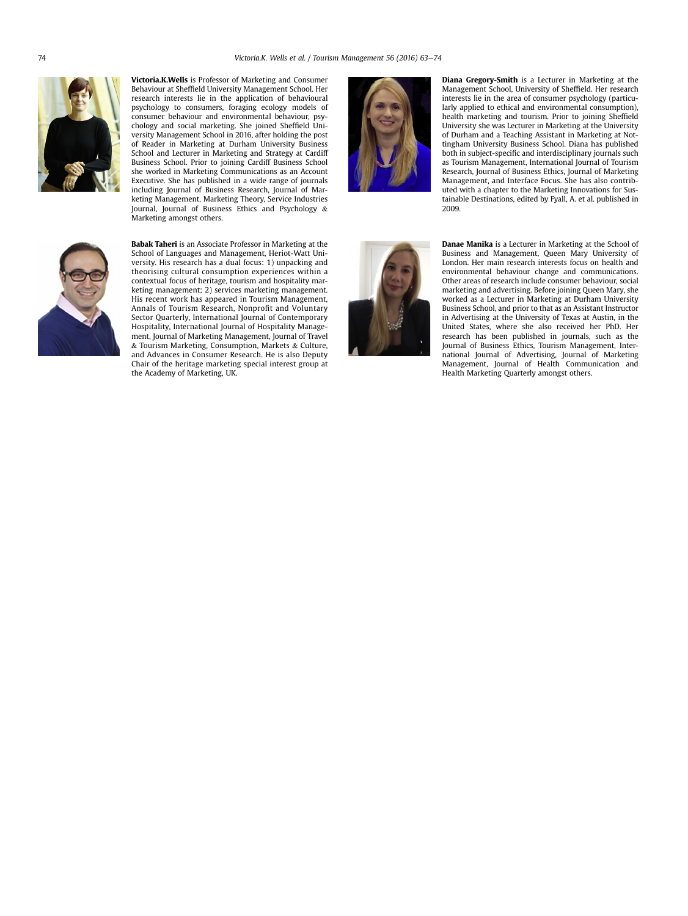**Victoria.K.Wells** is Professor of Marketing and Consumer Behaviour at Sheffield University Management School. Her research interests lie in the application of behavioural psychology to consumers, foraging ecology models of consumer behaviour and environmental behaviour, psychology and social marketing. She joined Sheffield University Management School in 2016, after holding the post of Reader in Marketing at Durham University Business School and Lecturer in Marketing and Strategy at Cardiff Business School. Prior to joining Cardiff Business School she worked in Marketing Communications as an Account Executive. She has published in a wide range of journals including Journal of Business Research, Journal of Marketing Management, Marketing Theory, Service Industries Journal, Journal of Business Ethics and Psychology & Marketing amongst others.

**Diana Gregory-Smith** is a Lecturer in Marketing at the Management School, University of Sheffield. Her research interests lie in the area of consumer psychology (particularly applied to ethical and environmental consumption), health marketing and tourism. Prior to joining Sheffield University she was Lecturer in Marketing at the University of Durham and a Teaching Assistant in Marketing at Nottingham University Business School. Diana has published both in subject-specific and interdisciplinary journals such as Tourism Management, International Journal of Tourism Research, Journal of Business Ethics, Journal of Marketing Management, and Interface Focus. She has also contributed with a chapter to the Marketing Innovations for Sustainable Destinations, edited by Fyall, A. et al. published in 2009.

**Babak Taheri** is an Associate Professor in Marketing at the School of Languages and Management, Heriot-Watt University. His research has a dual focus: 1) unpacking and theorising cultural consumption experiences within a contextual focus of heritage, tourism and hospitality marketing management; 2) services marketing management. His recent work has appeared in Tourism Management, Annals of Tourism Research, Nonprofit and Voluntary Sector Quarterly, International Journal of Contemporary Hospitality, International Journal of Hospitality Management, Journal of Marketing Management, Journal of Travel & Tourism Marketing, Consumption, Markets & Culture, and Advances in Consumer Research. He is also Deputy Chair of the heritage marketing special interest group at the Academy of Marketing, UK.

**Danae Manika** is a Lecturer in Marketing at the School of Business and Management, Queen Mary University of London. Her main research interests focus on health and environmental behaviour change and communications. Other areas of research include consumer behaviour, social marketing and advertising. Before joining Queen Mary, she worked as a Lecturer in Marketing at Durham University Business School, and prior to that as an Assistant Instructor in Advertising at the University of Texas at Austin, in the United States, where she also received her PhD. Her research has been published in journals, such as the Journal of Business Ethics, Tourism Management, International Journal of Advertising, Journal of Marketing Management, Journal of Health Communication and Health Marketing Quarterly amongst others.